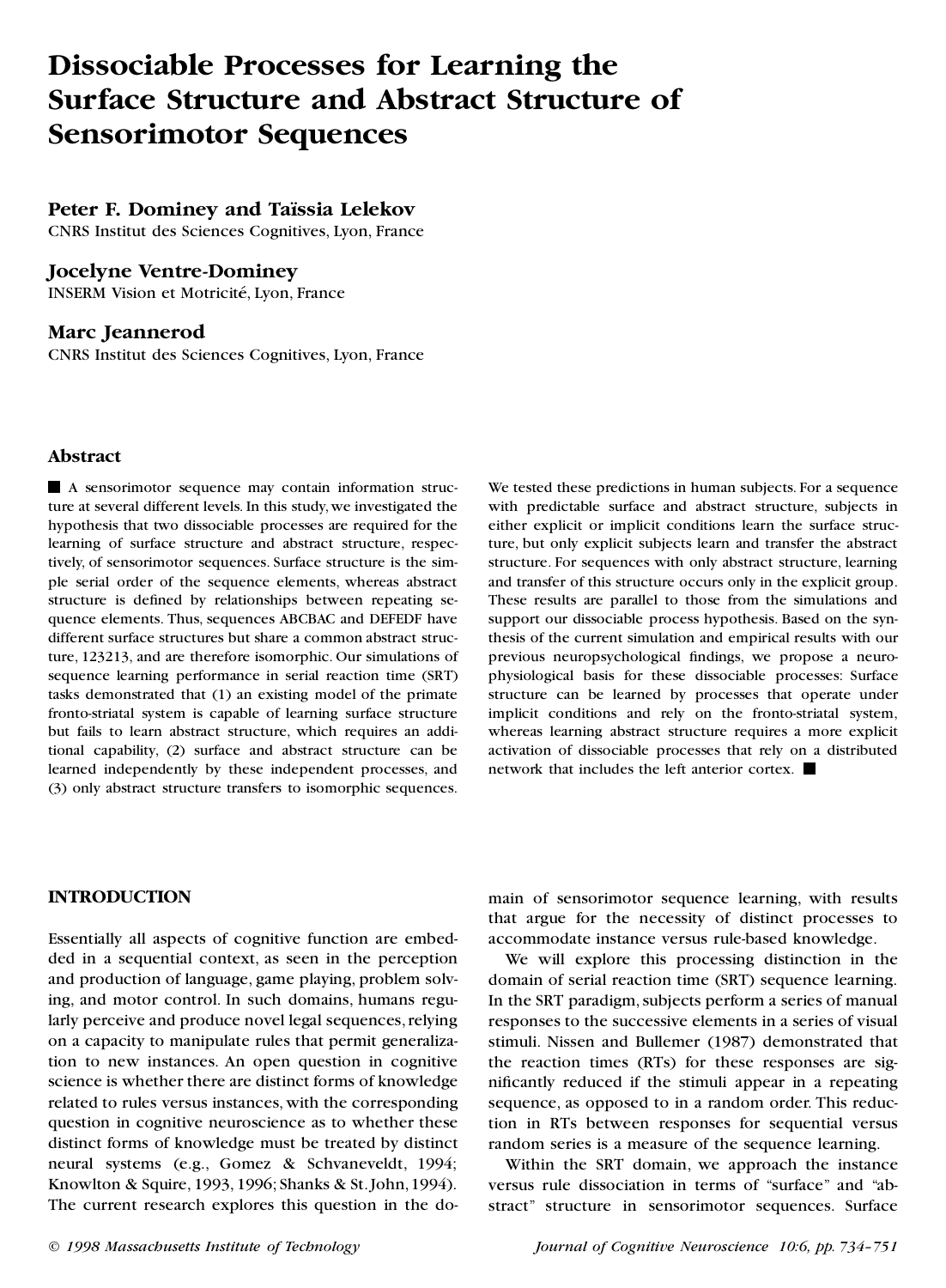# Dissociable Processes for Learning the Surface Structure and Abstract Structure of Sensorimotor Sequences

**Peter F. Dominey and Taïssia Lelekov**
CNRS Institut des Sciences Cognitives, Lyon, France

**Jocelyne Ventre-Dominey**
INSERM Vision et Motricité, Lyon, France

**Marc Jeannerod**
CNRS Institut des Sciences Cognitives, Lyon, France

## Abstract

■ A sensorimotor sequence may contain information structure at several different levels. In this study, we investigated the hypothesis that two dissociable processes are required for the learning of surface structure and abstract structure, respectively, of sensorimotor sequences. Surface structure is the simple serial order of the sequence elements, whereas abstract structure is defined by relationships between repeating sequence elements. Thus, sequences ABCBAC and DEFEDF have different surface structures but share a common abstract structure, 123213, and are therefore isomorphic. Our simulations of sequence learning performance in serial reaction time (SRT) tasks demonstrated that (1) an existing model of the primate fronto-striatal system is capable of learning surface structure but fails to learn abstract structure, which requires an additional capability, (2) surface and abstract structure can be learned independently by these independent processes, and (3) only abstract structure transfers to isomorphic sequences. We tested these predictions in human subjects. For a sequence with predictable surface and abstract structure, subjects in either explicit or implicit conditions learn the surface structure, but only explicit subjects learn and transfer the abstract structure. For sequences with only abstract structure, learning and transfer of this structure occurs only in the explicit group. These results are parallel to those from the simulations and support our dissociable process hypothesis. Based on the synthesis of the current simulation and empirical results with our previous neuropsychological findings, we propose a neurophysiological basis for these dissociable processes: Surface structure can be learned by processes that operate under implicit conditions and rely on the fronto-striatal system, whereas learning abstract structure requires a more explicit activation of dissociable processes that rely on a distributed network that includes the left anterior cortex. ■

## INTRODUCTION

Essentially all aspects of cognitive function are embedded in a sequential context, as seen in the perception and production of language, game playing, problem solving, and motor control. In such domains, humans regularly perceive and produce novel legal sequences, relying on a capacity to manipulate rules that permit generalization to new instances. An open question in cognitive science is whether there are distinct forms of knowledge related to rules versus instances, with the corresponding question in cognitive neuroscience as to whether these distinct forms of knowledge must be treated by distinct neural systems (e.g., Gomez & Schvaneveldt, 1994; Knowlton & Squire, 1993, 1996; Shanks & St. John, 1994). The current research explores this question in the domain of sensorimotor sequence learning, with results that argue for the necessity of distinct processes to accommodate instance versus rule-based knowledge.

We will explore this processing distinction in the domain of serial reaction time (SRT) sequence learning. In the SRT paradigm, subjects perform a series of manual responses to the successive elements in a series of visual stimuli. Nissen and Bullemer (1987) demonstrated that the reaction times (RTs) for these responses are significantly reduced if the stimuli appear in a repeating sequence, as opposed to in a random order. This reduction in RTs between responses for sequential versus random series is a measure of the sequence learning.

Within the SRT domain, we approach the instance versus rule dissociation in terms of "surface" and "abstract" structure in sensorimotor sequences. Surface

© 1998 Massachusetts Institute of Technology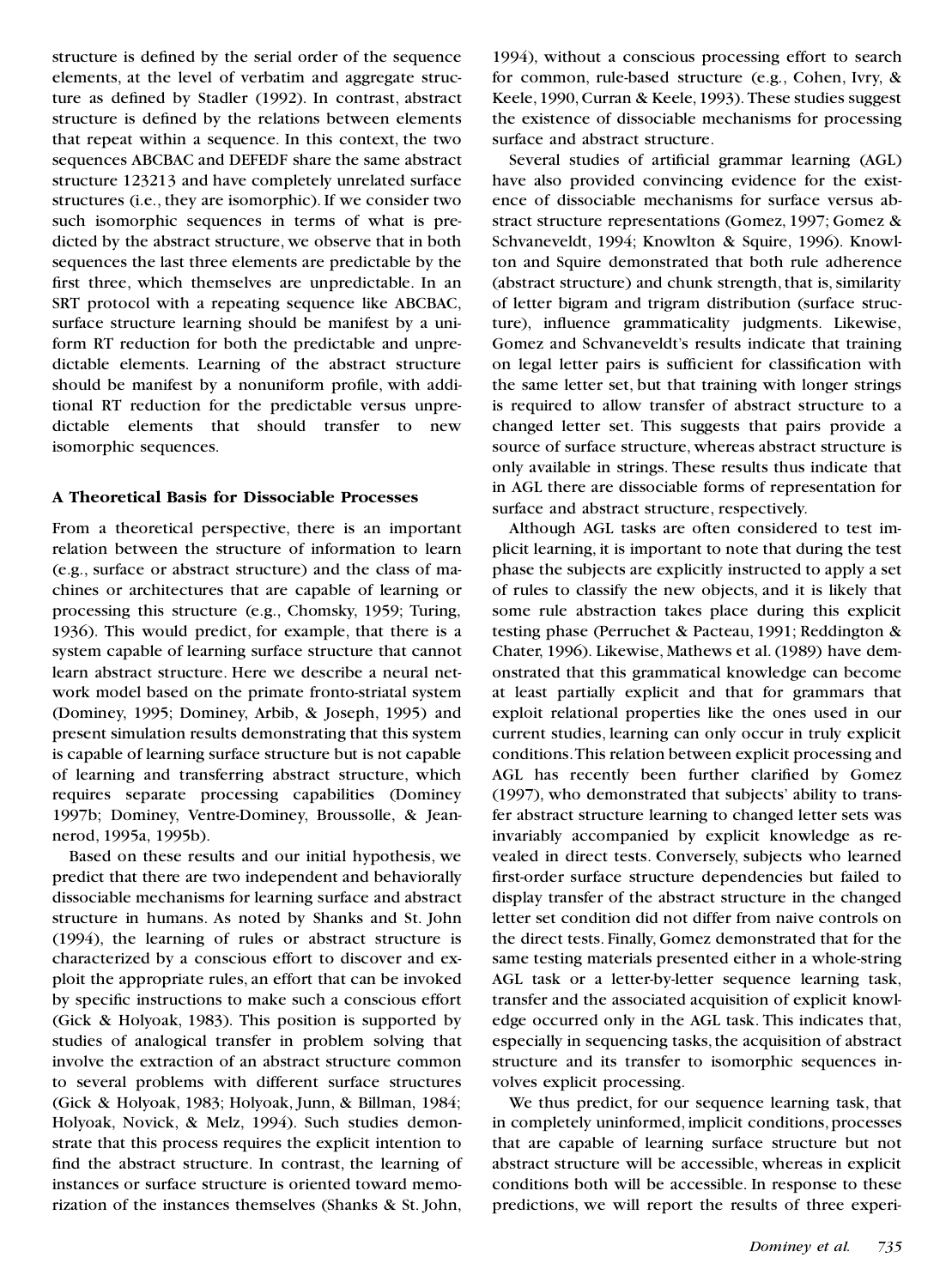structure is defined by the serial order of the sequence elements, at the level of verbatim and aggregate structure as defined by Stadler (1992). In contrast, abstract structure is defined by the relations between elements that repeat within a sequence. In this context, the two sequences ABCBAC and DEFEDF share the same abstract structure 123213 and have completely unrelated surface structures (i.e., they are isomorphic). If we consider two such isomorphic sequences in terms of what is predicted by the abstract structure, we observe that in both sequences the last three elements are predictable by the first three, which themselves are unpredictable. In an SRT protocol with a repeating sequence like ABCBAC, surface structure learning should be manifest by a uniform RT reduction for both the predictable and unpredictable elements. Learning of the abstract structure should be manifest by a nonuniform profile, with additional RT reduction for the predictable versus unpredictable elements that should transfer to new isomorphic sequences.

### A Theoretical Basis for Dissociable Processes

From a theoretical perspective, there is an important relation between the structure of information to learn (e.g., surface or abstract structure) and the class of machines or architectures that are capable of learning or processing this structure (e.g., Chomsky, 1959; Turing, 1936). This would predict, for example, that there is a system capable of learning surface structure that cannot learn abstract structure. Here we describe a neural network model based on the primate fronto-striatal system (Dominey, 1995; Dominey, Arbib, & Joseph, 1995) and present simulation results demonstrating that this system is capable of learning surface structure but is not capable of learning and transferring abstract structure, which requires separate processing capabilities (Dominey 1997b; Dominey, Ventre-Dominey, Broussolle, & Jeannerod, 1995a, 1995b).

Based on these results and our initial hypothesis, we predict that there are two independent and behaviorally dissociable mechanisms for learning surface and abstract structure in humans. As noted by Shanks and St. John (1994), the learning of rules or abstract structure is characterized by a conscious effort to discover and exploit the appropriate rules, an effort that can be invoked by specific instructions to make such a conscious effort (Gick & Holyoak, 1983). This position is supported by studies of analogical transfer in problem solving that involve the extraction of an abstract structure common to several problems with different surface structures (Gick & Holyoak, 1983; Holyoak, Junn, & Billman, 1984; Holyoak, Novick, & Melz, 1994). Such studies demonstrate that this process requires the explicit intention to find the abstract structure. In contrast, the learning of instances or surface structure is oriented toward memorization of the instances themselves (Shanks & St. John, 1994), without a conscious processing effort to search for common, rule-based structure (e.g., Cohen, Ivry, & Keele, 1990, Curran & Keele, 1993). These studies suggest the existence of dissociable mechanisms for processing surface and abstract structure.

Several studies of artificial grammar learning (AGL) have also provided convincing evidence for the existence of dissociable mechanisms for surface versus abstract structure representations (Gomez, 1997; Gomez & Schvaneveldt, 1994; Knowlton & Squire, 1996). Knowlton and Squire demonstrated that both rule adherence (abstract structure) and chunk strength, that is, similarity of letter bigram and trigram distribution (surface structure), influence grammaticality judgments. Likewise, Gomez and Schvaneveldt's results indicate that training on legal letter pairs is sufficient for classification with the same letter set, but that training with longer strings is required to allow transfer of abstract structure to a changed letter set. This suggests that pairs provide a source of surface structure, whereas abstract structure is only available in strings. These results thus indicate that in AGL there are dissociable forms of representation for surface and abstract structure, respectively.

Although AGL tasks are often considered to test implicit learning, it is important to note that during the test phase the subjects are explicitly instructed to apply a set of rules to classify the new objects, and it is likely that some rule abstraction takes place during this explicit testing phase (Perruchet & Pacteau, 1991; Reddington & Chater, 1996). Likewise, Mathews et al. (1989) have demonstrated that this grammatical knowledge can become at least partially explicit and that for grammars that exploit relational properties like the ones used in our current studies, learning can only occur in truly explicit conditions. This relation between explicit processing and AGL has recently been further clarified by Gomez (1997), who demonstrated that subjects' ability to transfer abstract structure learning to changed letter sets was invariably accompanied by explicit knowledge as revealed in direct tests. Conversely, subjects who learned first-order surface structure dependencies but failed to display transfer of the abstract structure in the changed letter set condition did not differ from naive controls on the direct tests. Finally, Gomez demonstrated that for the same testing materials presented either in a whole-string AGL task or a letter-by-letter sequence learning task, transfer and the associated acquisition of explicit knowledge occurred only in the AGL task. This indicates that, especially in sequencing tasks, the acquisition of abstract structure and its transfer to isomorphic sequences involves explicit processing.

We thus predict, for our sequence learning task, that in completely uninformed, implicit conditions, processes that are capable of learning surface structure but not abstract structure will be accessible, whereas in explicit conditions both will be accessible. In response to these predictions, we will report the results of three experi-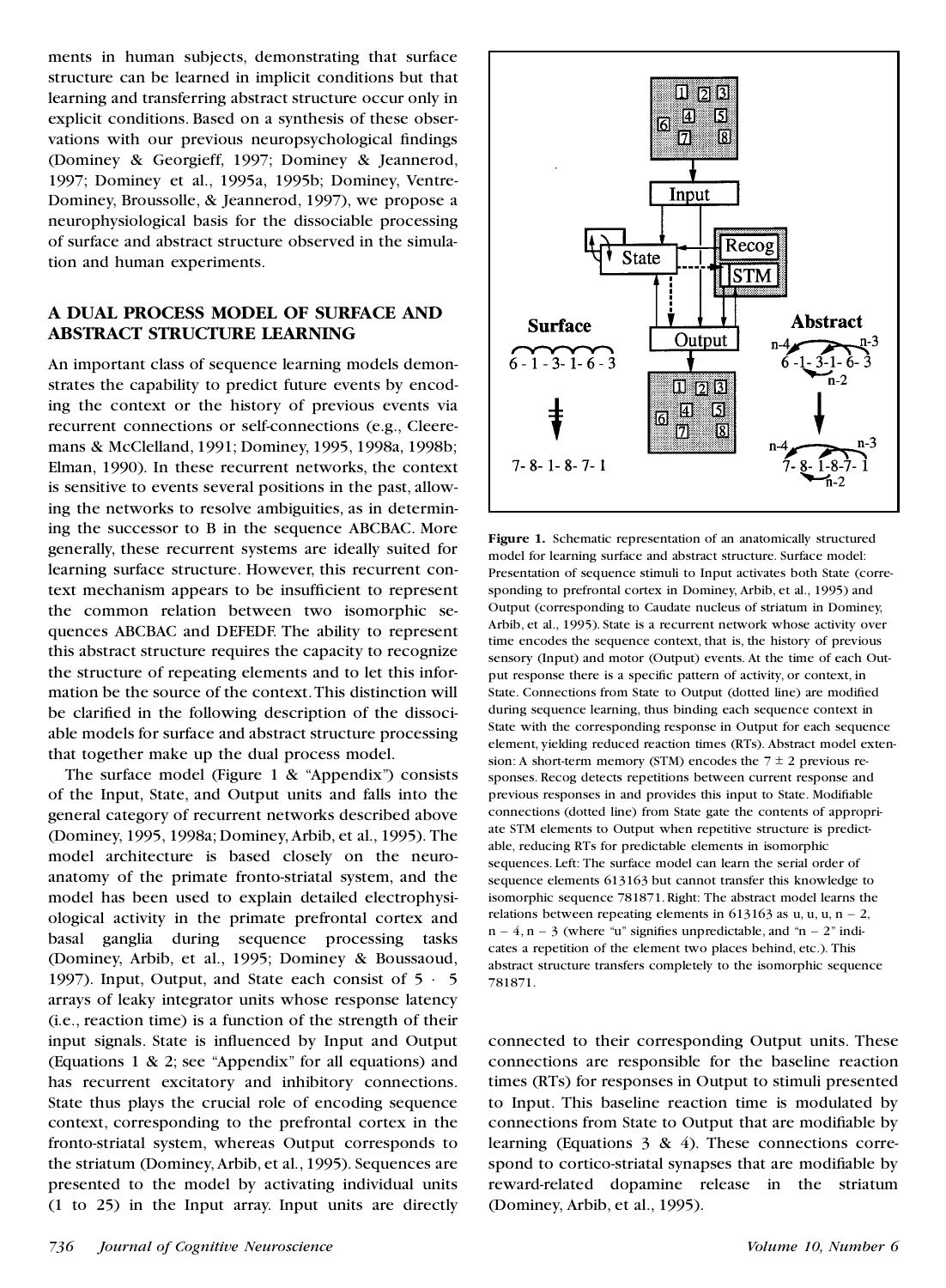ments in human subjects, demonstrating that surface structure can be learned in implicit conditions but that learning and transferring abstract structure occur only in explicit conditions. Based on a synthesis of these observations with our previous neuropsychological findings (Dominey & Georgieff, 1997; Dominey & Jeannerod, 1997; Dominey et al., 1995a, 1995b; Dominey, Ventre-Dominey, Broussolle, & Jeannerod, 1997), we propose a neurophysiological basis for the dissociable processing of surface and abstract structure observed in the simulation and human experiments.

## A DUAL PROCESS MODEL OF SURFACE AND ABSTRACT STRUCTURE LEARNING

An important class of sequence learning models demonstrates the capability to predict future events by encoding the context or the history of previous events via recurrent connections or self-connections (e.g., Cleeremans & McClelland, 1991; Dominey, 1995, 1998a, 1998b; Elman, 1990). In these recurrent networks, the context is sensitive to events several positions in the past, allowing the networks to resolve ambiguities, as in determining the successor to B in the sequence ABCBAC. More generally, these recurrent systems are ideally suited for learning surface structure. However, this recurrent context mechanism appears to be insufficient to represent the common relation between two isomorphic sequences ABCBAC and DEFEDF. The ability to represent this abstract structure requires the capacity to recognize the structure of repeating elements and to let this information be the source of the context. This distinction will be clarified in the following description of the dissociable models for surface and abstract structure processing that together make up the dual process model.

The surface model (Figure 1 & "Appendix") consists of the Input, State, and Output units and falls into the general category of recurrent networks described above (Dominey, 1995, 1998a; Dominey, Arbib, et al., 1995). The model architecture is based closely on the neuroanatomy of the primate fronto-striatal system, and the model has been used to explain detailed electrophysiological activity in the primate prefrontal cortex and basal ganglia during sequence processing tasks (Dominey, Arbib, et al., 1995; Dominey & Boussaoud, 1997). Input, Output, and State each consist of $5 \cdot 5$ arrays of leaky integrator units whose response latency (i.e., reaction time) is a function of the strength of their input signals. State is influenced by Input and Output (Equations 1 & 2; see "Appendix" for all equations) and has recurrent excitatory and inhibitory connections. State thus plays the crucial role of encoding sequence context, corresponding to the prefrontal cortex in the fronto-striatal system, whereas Output corresponds to the striatum (Dominey, Arbib, et al., 1995). Sequences are presented to the model by activating individual units (1 to 25) in the Input array. Input units are directly connected to their corresponding Output units. These connections are responsible for the baseline reaction times (RTs) for responses in Output to stimuli presented to Input. This baseline reaction time is modulated by connections from State to Output that are modifiable by learning (Equations 3 & 4). These connections correspond to cortico-striatal synapses that are modifiable by reward-related dopamine release in the striatum (Dominey, Arbib, et al., 1995).

Input
State
Recog
STM
Output
Surface
6 - 1 - 3- 1- 6 - 3
7- 8- 1- 8- 7- 1
Abstract
n-4
n-3
6 -1- 3-1- 6- 3
n-2
n-4
n-3
7- 8- 1-8-7- 1
n-2

**Figure 1.** Schematic representation of an anatomically structured model for learning surface and abstract structure. Surface model: Presentation of sequence stimuli to Input activates both State (corresponding to prefrontal cortex in Dominey, Arbib, et al., 1995) and Output (corresponding to Caudate nucleus of striatum in Dominey, Arbib, et al., 1995). State is a recurrent network whose activity over time encodes the sequence context, that is, the history of previous sensory (Input) and motor (Output) events. At the time of each Output response there is a specific pattern of activity, or context, in State. Connections from State to Output (dotted line) are modified during sequence learning, thus binding each sequence context in State with the corresponding response in Output for each sequence element, yielding reduced reaction times (RTs). Abstract model extension: A short-term memory (STM) encodes the $7 \pm 2$ previous responses. Recog detects repetitions between current response and previous responses in and provides this input to State. Modifiable connections (dotted line) from State gate the contents of appropriate STM elements to Output when repetitive structure is predictable, reducing RTs for predictable elements in isomorphic sequences. Left: The surface model can learn the serial order of sequence elements 613163 but cannot transfer this knowledge to isomorphic sequence 781871. Right: The abstract model learns the relations between repeating elements in 613163 as u, u, u, $n-2$, $n-4$, $n-3$ (where "u" signifies unpredictable, and "$n-2$" indicates a repetition of the element two places behind, etc.). This abstract structure transfers completely to the isomorphic sequence 781871.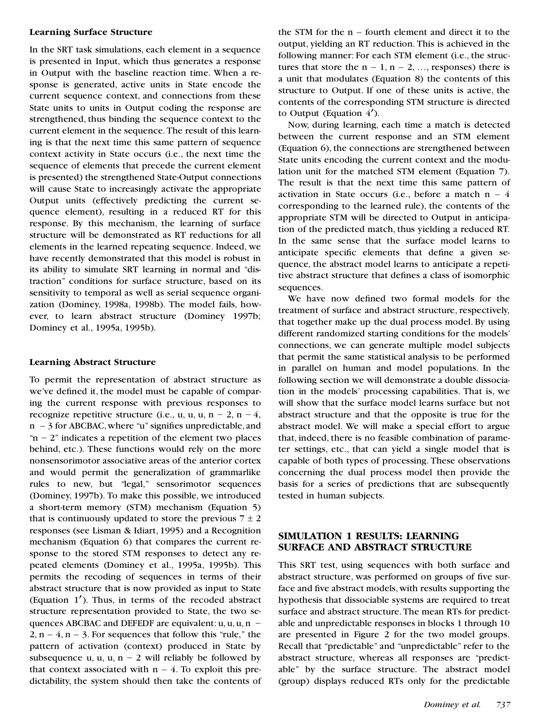### Learning Surface Structure

In the SRT task simulations, each element in a sequence is presented in Input, which thus generates a response in Output with the baseline reaction time. When a response is generated, active units in State encode the current sequence context, and connections from these State units to units in Output coding the response are strengthened, thus binding the sequence context to the current element in the sequence. The result of this learning is that the next time this same pattern of sequence context activity in State occurs (i.e., the next time the sequence of elements that precede the current element is presented) the strengthened State-Output connections will cause State to increasingly activate the appropriate Output units (effectively predicting the current sequence element), resulting in a reduced RT for this response. By this mechanism, the learning of surface structure will be demonstrated as RT reductions for all elements in the learned repeating sequence. Indeed, we have recently demonstrated that this model is robust in its ability to simulate SRT learning in normal and "distraction" conditions for surface structure, based on its sensitivity to temporal as well as serial sequence organization (Dominey, 1998a, 1998b). The model fails, however, to learn abstract structure (Dominey 1997b; Dominey et al., 1995a, 1995b).

### Learning Abstract Structure

To permit the representation of abstract structure as we've defined it, the model must be capable of comparing the current response with previous responses to recognize repetitive structure (i.e., u, u, u, $n - 2$, $n - 4$, $n - 3$ for ABCBAC, where "u" signifies unpredictable, and "$n - 2$" indicates a repetition of the element two places behind, etc.). These functions would rely on the more nonsensorimotor associative areas of the anterior cortex and would permit the generalization of grammarlike rules to new, but "legal," sensorimotor sequences (Dominey, 1997b). To make this possible, we introduced a short-term memory (STM) mechanism (Equation 5) that is continuously updated to store the previous $7 \pm 2$ responses (see Lisman & Idiart, 1995) and a Recognition mechanism (Equation 6) that compares the current response to the stored STM responses to detect any repeated elements (Dominey et al., 1995a, 1995b). This permits the recoding of sequences in terms of their abstract structure that is now provided as input to State (Equation 1′). Thus, in terms of the recoded abstract structure representation provided to State, the two sequences ABCBAC and DEFEDF are equivalent: u, u, u, $n - 2$, $n - 4$, $n - 3$. For sequences that follow this "rule," the pattern of activation (context) produced in State by subsequence u, u, u, $n - 2$ will reliably be followed by that context associated with $n - 4$. To exploit this predictability, the system should then take the contents of the STM for the $n$ − fourth element and direct it to the output, yielding an RT reduction. This is achieved in the following manner: For each STM element (i.e., the structures that store the $n - 1$, $n - 2$, …, responses) there is a unit that modulates (Equation 8) the contents of this structure to Output. If one of these units is active, the contents of the corresponding STM structure is directed to Output (Equation 4′).

Now, during learning, each time a match is detected between the current response and an STM element (Equation 6), the connections are strengthened between State units encoding the current context and the modulation unit for the matched STM element (Equation 7). The result is that the next time this same pattern of activation in State occurs (i.e., before a match $n - 4$ corresponding to the learned rule), the contents of the appropriate STM will be directed to Output in anticipation of the predicted match, thus yielding a reduced RT. In the same sense that the surface model learns to anticipate specific elements that define a given sequence, the abstract model learns to anticipate a repetitive abstract structure that defines a class of isomorphic sequences.

We have now defined two formal models for the treatment of surface and abstract structure, respectively, that together make up the dual process model. By using different randomized starting conditions for the models' connections, we can generate multiple model subjects that permit the same statistical analysis to be performed in parallel on human and model populations. In the following section we will demonstrate a double dissociation in the models' processing capabilities. That is, we will show that the surface model learns surface but not abstract structure and that the opposite is true for the abstract model. We will make a special effort to argue that, indeed, there is no feasible combination of parameter settings, etc., that can yield a single model that is capable of both types of processing. These observations concerning the dual process model then provide the basis for a series of predictions that are subsequently tested in human subjects.

## SIMULATION 1 RESULTS: LEARNING SURFACE AND ABSTRACT STRUCTURE

This SRT test, using sequences with both surface and abstract structure, was performed on groups of five surface and five abstract models, with results supporting the hypothesis that dissociable systems are required to treat surface and abstract structure. The mean RTs for predictable and unpredictable responses in blocks 1 through 10 are presented in Figure 2 for the two model groups. Recall that "predictable" and "unpredictable" refer to the abstract structure, whereas all responses are "predictable" by the surface structure. The abstract model (group) displays reduced RTs only for the predictable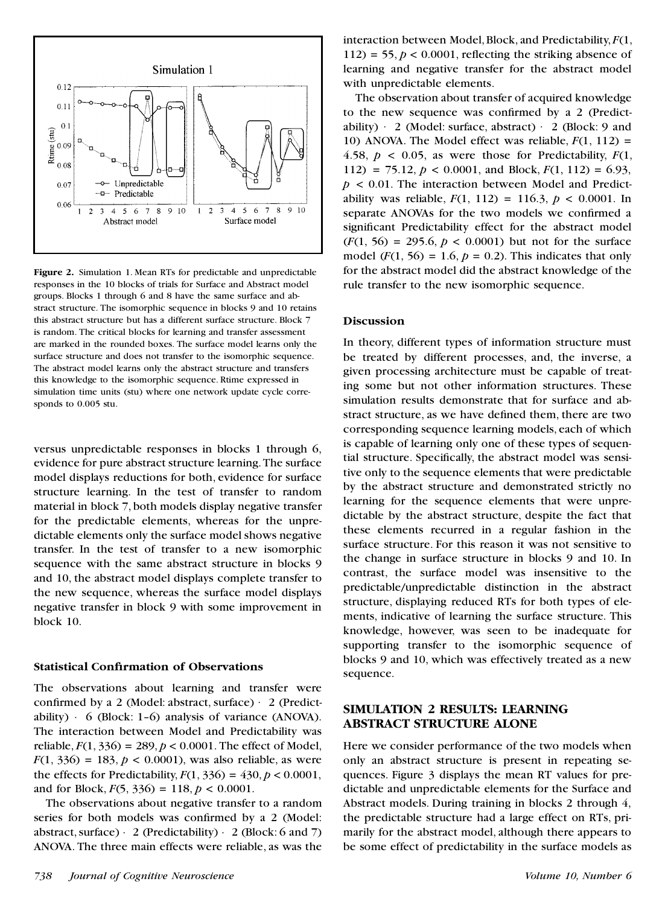Simulation 1

0.12
0.11
0.1
0.09
0.08
0.07
0.06

Rtime (stu)

1 2 3 4 5 6 7 8 9 10
Abstract model

1 2 3 4 5 6 7 8 9 10
Surface model

Unpredictable
Predictable

**Figure 2.** Simulation 1. Mean RTs for predictable and unpredictable responses in the 10 blocks of trials for Surface and Abstract model groups. Blocks 1 through 6 and 8 have the same surface and abstract structure. The isomorphic sequence in blocks 9 and 10 retains this abstract structure but has a different surface structure. Block 7 is random. The critical blocks for learning and transfer assessment are marked in the rounded boxes. The surface model learns only the surface structure and does not transfer to the isomorphic sequence. The abstract model learns only the abstract structure and transfers this knowledge to the isomorphic sequence. Rtime expressed in simulation time units (stu) where one network update cycle corresponds to 0.005 stu.

versus unpredictable responses in blocks 1 through 6, evidence for pure abstract structure learning. The surface model displays reductions for both, evidence for surface structure learning. In the test of transfer to random material in block 7, both models display negative transfer for the predictable elements, whereas for the unpredictable elements only the surface model shows negative transfer. In the test of transfer to a new isomorphic sequence with the same abstract structure in blocks 9 and 10, the abstract model displays complete transfer to the new sequence, whereas the surface model displays negative transfer in block 9 with some improvement in block 10.

### Statistical Confirmation of Observations

The observations about learning and transfer were confirmed by a 2 (Model: abstract, surface) · 2 (Predictability) · 6 (Block: 1–6) analysis of variance (ANOVA). The interaction between Model and Predictability was reliable, $F(1, 336) = 289$, $p < 0.0001$. The effect of Model, $F(1, 336) = 183$, $p < 0.0001$), was also reliable, as were the effects for Predictability, $F(1, 336) = 430$, $p < 0.0001$, and for Block, $F(5, 336) = 118$, $p < 0.0001$.

The observations about negative transfer to a random series for both models was confirmed by a 2 (Model: abstract, surface) · 2 (Predictability) · 2 (Block: 6 and 7) ANOVA. The three main effects were reliable, as was the interaction between Model, Block, and Predictability, $F(1, 112) = 55$, $p < 0.0001$, reflecting the striking absence of learning and negative transfer for the abstract model with unpredictable elements.

The observation about transfer of acquired knowledge to the new sequence was confirmed by a 2 (Predictability) · 2 (Model: surface, abstract) · 2 (Block: 9 and 10) ANOVA. The Model effect was reliable, $F(1, 112) = 4.58$, $p < 0.05$, as were those for Predictability, $F(1, 112) = 75.12$, $p < 0.0001$, and Block, $F(1, 112) = 6.93$, $p < 0.01$. The interaction between Model and Predictability was reliable, $F(1, 112) = 116.3$, $p < 0.0001$. In separate ANOVAs for the two models we confirmed a significant Predictability effect for the abstract model ($F(1, 56) = 295.6$, $p < 0.0001$) but not for the surface model ($F(1, 56) = 1.6$, $p = 0.2$). This indicates that only for the abstract model did the abstract knowledge of the rule transfer to the new isomorphic sequence.

### Discussion

In theory, different types of information structure must be treated by different processes, and, the inverse, a given processing architecture must be capable of treating some but not other information structures. These simulation results demonstrate that for surface and abstract structure, as we have defined them, there are two corresponding sequence learning models, each of which is capable of learning only one of these types of sequential structure. Specifically, the abstract model was sensitive only to the sequence elements that were predictable by the abstract structure and demonstrated strictly no learning for the sequence elements that were unpredictable by the abstract structure, despite the fact that these elements recurred in a regular fashion in the surface structure. For this reason it was not sensitive to the change in surface structure in blocks 9 and 10. In contrast, the surface model was insensitive to the predictable/unpredictable distinction in the abstract structure, displaying reduced RTs for both types of elements, indicative of learning the surface structure. This knowledge, however, was seen to be inadequate for supporting transfer to the isomorphic sequence of blocks 9 and 10, which was effectively treated as a new sequence.

## SIMULATION 2 RESULTS: LEARNING ABSTRACT STRUCTURE ALONE

Here we consider performance of the two models when only an abstract structure is present in repeating sequences. Figure 3 displays the mean RT values for predictable and unpredictable elements for the Surface and Abstract models. During training in blocks 2 through 4, the predictable structure had a large effect on RTs, primarily for the abstract model, although there appears to be some effect of predictability in the surface models as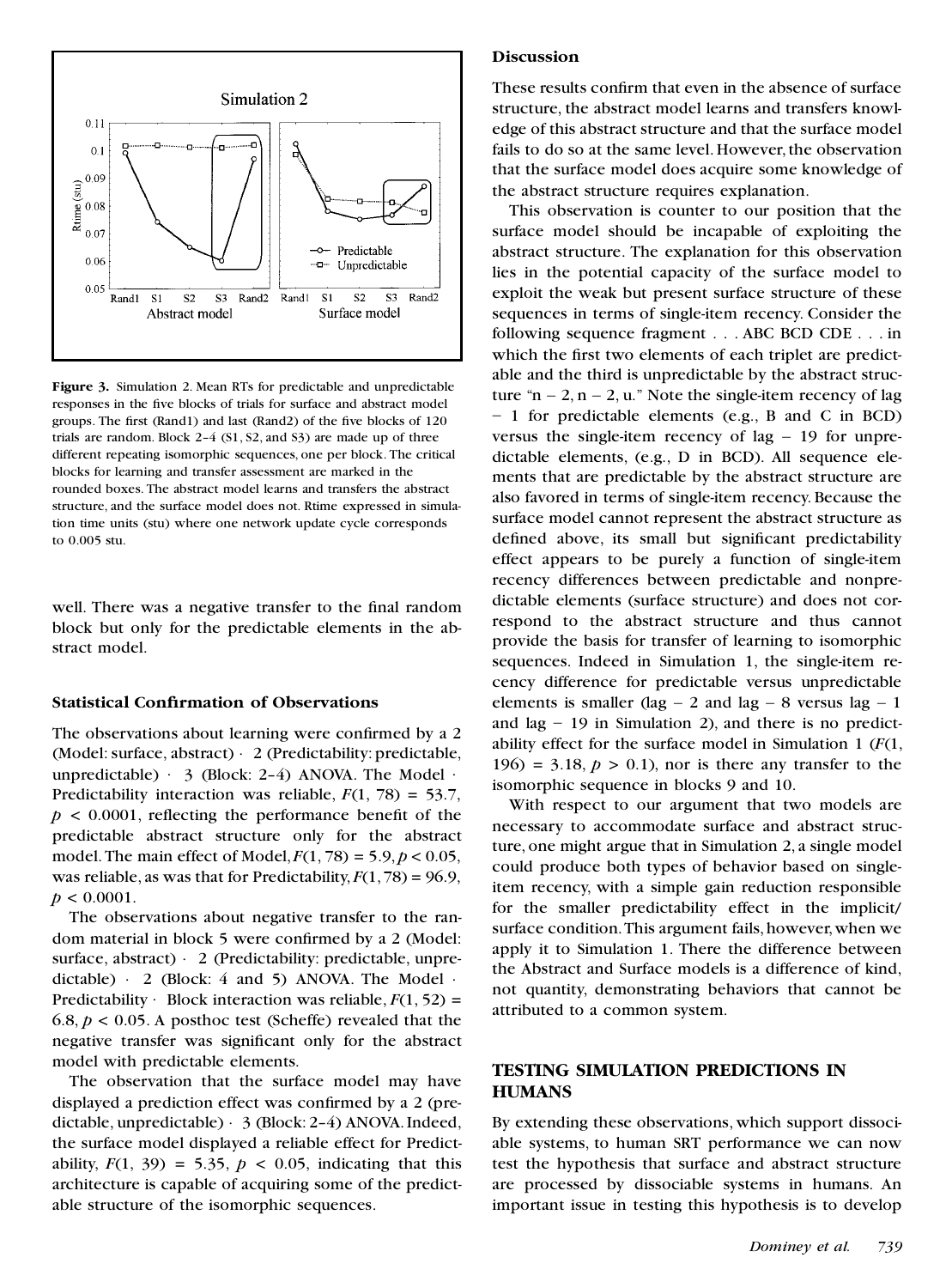Simulation 2

0.11
0.1
0.09
0.08
0.07
0.06
0.05

Rtime (stu)

Rand1 S1 S2 S3 Rand2 Rand1 S1 S2 S3 Rand2

Abstract model

Surface model

Predictable

Unpredictable

**Figure 3.** Simulation 2. Mean RTs for predictable and unpredictable responses in the five blocks of trials for surface and abstract model groups. The first (Rand1) and last (Rand2) of the five blocks of 120 trials are random. Block 2–4 (S1, S2, and S3) are made up of three different repeating isomorphic sequences, one per block. The critical blocks for learning and transfer assessment are marked in the rounded boxes. The abstract model learns and transfers the abstract structure, and the surface model does not. Rtime expressed in simulation time units (stu) where one network update cycle corresponds to 0.005 stu.

well. There was a negative transfer to the final random block but only for the predictable elements in the abstract model.

### Statistical Confirmation of Observations

The observations about learning were confirmed by a 2 (Model: surface, abstract) · 2 (Predictability: predictable, unpredictable) · 3 (Block: 2–4) ANOVA. The Model · Predictability interaction was reliable, $F(1, 78) = 53.7$, $p < 0.0001$, reflecting the performance benefit of the predictable abstract structure only for the abstract model. The main effect of Model, $F(1, 78) = 5.9$, $p < 0.05$, was reliable, as was that for Predictability, $F(1, 78) = 96.9$, $p < 0.0001$.

The observations about negative transfer to the random material in block 5 were confirmed by a 2 (Model: surface, abstract) · 2 (Predictability: predictable, unpredictable) · 2 (Block: 4 and 5) ANOVA. The Model · Predictability · Block interaction was reliable, $F(1, 52) = 6.8$, $p < 0.05$. A posthoc test (Scheffe) revealed that the negative transfer was significant only for the abstract model with predictable elements.

The observation that the surface model may have displayed a prediction effect was confirmed by a 2 (predictable, unpredictable) · 3 (Block: 2–4) ANOVA. Indeed, the surface model displayed a reliable effect for Predictability, $F(1, 39) = 5.35$, $p < 0.05$, indicating that this architecture is capable of acquiring some of the predictable structure of the isomorphic sequences.

### Discussion

These results confirm that even in the absence of surface structure, the abstract model learns and transfers knowledge of this abstract structure and that the surface model fails to do so at the same level. However, the observation that the surface model does acquire some knowledge of the abstract structure requires explanation.

This observation is counter to our position that the surface model should be incapable of exploiting the abstract structure. The explanation for this observation lies in the potential capacity of the surface model to exploit the weak but present surface structure of these sequences in terms of single-item recency. Consider the following sequence fragment . . . ABC BCD CDE . . . in which the first two elements of each triplet are predictable and the third is unpredictable by the abstract structure "n − 2, n − 2, u." Note the single-item recency of lag − 1 for predictable elements (e.g., B and C in BCD) versus the single-item recency of lag − 19 for unpredictable elements, (e.g., D in BCD). All sequence elements that are predictable by the abstract structure are also favored in terms of single-item recency. Because the surface model cannot represent the abstract structure as defined above, its small but significant predictability effect appears to be purely a function of single-item recency differences between predictable and nonpredictable elements (surface structure) and does not correspond to the abstract structure and thus cannot provide the basis for transfer of learning to isomorphic sequences. Indeed in Simulation 1, the single-item recency difference for predictable versus unpredictable elements is smaller (lag − 2 and lag − 8 versus lag − 1 and lag − 19 in Simulation 2), and there is no predictability effect for the surface model in Simulation 1 ($F(1, 196) = 3.18$, $p > 0.1$), nor is there any transfer to the isomorphic sequence in blocks 9 and 10.

With respect to our argument that two models are necessary to accommodate surface and abstract structure, one might argue that in Simulation 2, a single model could produce both types of behavior based on single-item recency, with a simple gain reduction responsible for the smaller predictability effect in the implicit/surface condition. This argument fails, however, when we apply it to Simulation 1. There the difference between the Abstract and Surface models is a difference of kind, not quantity, demonstrating behaviors that cannot be attributed to a common system.

## TESTING SIMULATION PREDICTIONS IN HUMANS

By extending these observations, which support dissociable systems, to human SRT performance we can now test the hypothesis that surface and abstract structure are processed by dissociable systems in humans. An important issue in testing this hypothesis is to develop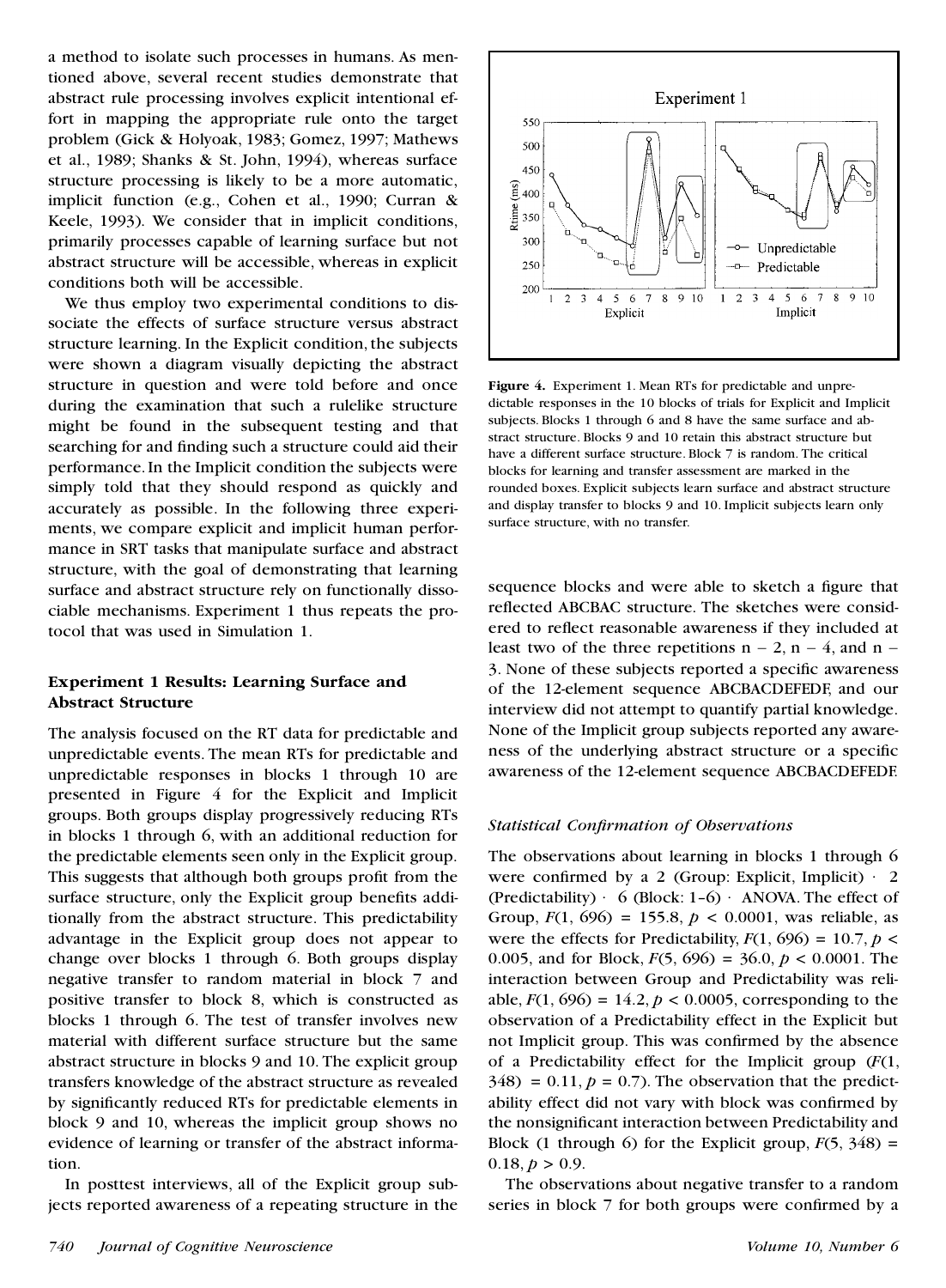a method to isolate such processes in humans. As mentioned above, several recent studies demonstrate that abstract rule processing involves explicit intentional effort in mapping the appropriate rule onto the target problem (Gick & Holyoak, 1983; Gomez, 1997; Mathews et al., 1989; Shanks & St. John, 1994), whereas surface structure processing is likely to be a more automatic, implicit function (e.g., Cohen et al., 1990; Curran & Keele, 1993). We consider that in implicit conditions, primarily processes capable of learning surface but not abstract structure will be accessible, whereas in explicit conditions both will be accessible.

We thus employ two experimental conditions to dissociate the effects of surface structure versus abstract structure learning. In the Explicit condition, the subjects were shown a diagram visually depicting the abstract structure in question and were told before and once during the examination that such a rulelike structure might be found in the subsequent testing and that searching for and finding such a structure could aid their performance. In the Implicit condition the subjects were simply told that they should respond as quickly and accurately as possible. In the following three experiments, we compare explicit and implicit human performance in SRT tasks that manipulate surface and abstract structure, with the goal of demonstrating that learning surface and abstract structure rely on functionally dissociable mechanisms. Experiment 1 thus repeats the protocol that was used in Simulation 1.

### Experiment 1 Results: Learning Surface and Abstract Structure

The analysis focused on the RT data for predictable and unpredictable events. The mean RTs for predictable and unpredictable responses in blocks 1 through 10 are presented in Figure 4 for the Explicit and Implicit groups. Both groups display progressively reducing RTs in blocks 1 through 6, with an additional reduction for the predictable elements seen only in the Explicit group. This suggests that although both groups profit from the surface structure, only the Explicit group benefits additionally from the abstract structure. This predictability advantage in the Explicit group does not appear to change over blocks 1 through 6. Both groups display negative transfer to random material in block 7 and positive transfer to block 8, which is constructed as blocks 1 through 6. The test of transfer involves new material with different surface structure but the same abstract structure in blocks 9 and 10. The explicit group transfers knowledge of the abstract structure as revealed by significantly reduced RTs for predictable elements in block 9 and 10, whereas the implicit group shows no evidence of learning or transfer of the abstract information.

In posttest interviews, all of the Explicit group subjects reported awareness of a repeating structure in the

Experiment 1

Rtime (ms)

550
500
450
400
350
300
250
200

1 2 3 4 5 6 7 8 9 10
Explicit

1 2 3 4 5 6 7 8 9 10
Implicit

Unpredictable
Predictable

**Figure 4.** Experiment 1. Mean RTs for predictable and unpredictable responses in the 10 blocks of trials for Explicit and Implicit subjects. Blocks 1 through 6 and 8 have the same surface and abstract structure. Blocks 9 and 10 retain this abstract structure but have a different surface structure. Block 7 is random. The critical blocks for learning and transfer assessment are marked in the rounded boxes. Explicit subjects learn surface and abstract structure and display transfer to blocks 9 and 10. Implicit subjects learn only surface structure, with no transfer.

sequence blocks and were able to sketch a figure that reflected ABCBAC structure. The sketches were considered to reflect reasonable awareness if they included at least two of the three repetitions $n - 2$, $n - 4$, and $n - 3$. None of these subjects reported a specific awareness of the 12-element sequence ABCBACDEFEDF, and our interview did not attempt to quantify partial knowledge. None of the Implicit group subjects reported any awareness of the underlying abstract structure or a specific awareness of the 12-element sequence ABCBACDEFEDF.

#### *Statistical Confirmation of Observations*

The observations about learning in blocks 1 through 6 were confirmed by a 2 (Group: Explicit, Implicit) · 2 (Predictability) · 6 (Block: 1–6) · ANOVA. The effect of Group, $F(1, 696) = 155.8$, $p < 0.0001$, was reliable, as were the effects for Predictability, $F(1, 696) = 10.7$, $p < 0.005$, and for Block, $F(5, 696) = 36.0$, $p < 0.0001$. The interaction between Group and Predictability was reliable, $F(1, 696) = 14.2$, $p < 0.0005$, corresponding to the observation of a Predictability effect in the Explicit but not Implicit group. This was confirmed by the absence of a Predictability effect for the Implicit group ($F(1, 348) = 0.11$, $p = 0.7$). The observation that the predictability effect did not vary with block was confirmed by the nonsignificant interaction between Predictability and Block (1 through 6) for the Explicit group, $F(5, 348) = 0.18$, $p > 0.9$.

The observations about negative transfer to a random series in block 7 for both groups were confirmed by a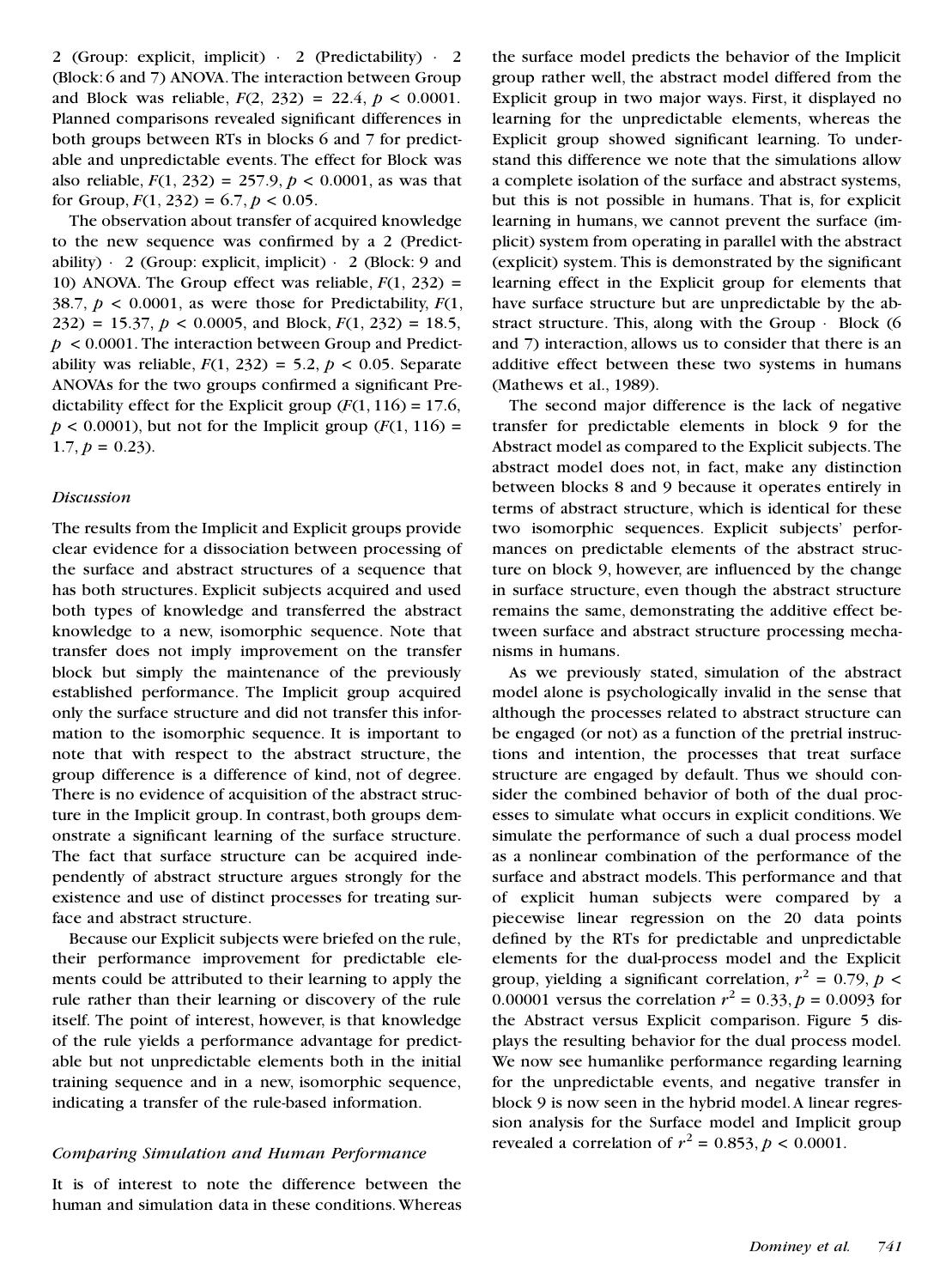2 (Group: explicit, implicit) · 2 (Predictability) · 2 (Block: 6 and 7) ANOVA. The interaction between Group and Block was reliable, $F(2, 232) = 22.4$, $p < 0.0001$. Planned comparisons revealed significant differences in both groups between RTs in blocks 6 and 7 for predictable and unpredictable events. The effect for Block was also reliable, $F(1, 232) = 257.9$, $p < 0.0001$, as was that for Group, $F(1, 232) = 6.7$, $p < 0.05$.

The observation about transfer of acquired knowledge to the new sequence was confirmed by a 2 (Predictability) · 2 (Group: explicit, implicit) · 2 (Block: 9 and 10) ANOVA. The Group effect was reliable, $F(1, 232) = 38.7$, $p < 0.0001$, as were those for Predictability, $F(1, 232) = 15.37$, $p < 0.0005$, and Block, $F(1, 232) = 18.5$, $p < 0.0001$. The interaction between Group and Predictability was reliable, $F(1, 232) = 5.2$, $p < 0.05$. Separate ANOVAs for the two groups confirmed a significant Predictability effect for the Explicit group ($F(1, 116) = 17.6$, $p < 0.0001$), but not for the Implicit group ($F(1, 116) = 1.7$, $p = 0.23$).

### *Discussion*

The results from the Implicit and Explicit groups provide clear evidence for a dissociation between processing of the surface and abstract structures of a sequence that has both structures. Explicit subjects acquired and used both types of knowledge and transferred the abstract knowledge to a new, isomorphic sequence. Note that transfer does not imply improvement on the transfer block but simply the maintenance of the previously established performance. The Implicit group acquired only the surface structure and did not transfer this information to the isomorphic sequence. It is important to note that with respect to the abstract structure, the group difference is a difference of kind, not of degree. There is no evidence of acquisition of the abstract structure in the Implicit group. In contrast, both groups demonstrate a significant learning of the surface structure. The fact that surface structure can be acquired independently of abstract structure argues strongly for the existence and use of distinct processes for treating surface and abstract structure.

Because our Explicit subjects were briefed on the rule, their performance improvement for predictable elements could be attributed to their learning to apply the rule rather than their learning or discovery of the rule itself. The point of interest, however, is that knowledge of the rule yields a performance advantage for predictable but not unpredictable elements both in the initial training sequence and in a new, isomorphic sequence, indicating a transfer of the rule-based information.

### *Comparing Simulation and Human Performance*

It is of interest to note the difference between the human and simulation data in these conditions. Whereas the surface model predicts the behavior of the Implicit group rather well, the abstract model differed from the Explicit group in two major ways. First, it displayed no learning for the unpredictable elements, whereas the Explicit group showed significant learning. To understand this difference we note that the simulations allow a complete isolation of the surface and abstract systems, but this is not possible in humans. That is, for explicit learning in humans, we cannot prevent the surface (implicit) system from operating in parallel with the abstract (explicit) system. This is demonstrated by the significant learning effect in the Explicit group for elements that have surface structure but are unpredictable by the abstract structure. This, along with the Group · Block (6 and 7) interaction, allows us to consider that there is an additive effect between these two systems in humans (Mathews et al., 1989).

The second major difference is the lack of negative transfer for predictable elements in block 9 for the Abstract model as compared to the Explicit subjects. The abstract model does not, in fact, make any distinction between blocks 8 and 9 because it operates entirely in terms of abstract structure, which is identical for these two isomorphic sequences. Explicit subjects' performances on predictable elements of the abstract structure on block 9, however, are influenced by the change in surface structure, even though the abstract structure remains the same, demonstrating the additive effect between surface and abstract structure processing mechanisms in humans.

As we previously stated, simulation of the abstract model alone is psychologically invalid in the sense that although the processes related to abstract structure can be engaged (or not) as a function of the pretrial instructions and intention, the processes that treat surface structure are engaged by default. Thus we should consider the combined behavior of both of the dual processes to simulate what occurs in explicit conditions. We simulate the performance of such a dual process model as a nonlinear combination of the performance of the surface and abstract models. This performance and that of explicit human subjects were compared by a piecewise linear regression on the 20 data points defined by the RTs for predictable and unpredictable elements for the dual-process model and the Explicit group, yielding a significant correlation, $r^2 = 0.79$, $p < 0.00001$ versus the correlation $r^2 = 0.33$, $p = 0.0093$ for the Abstract versus Explicit comparison. Figure 5 displays the resulting behavior for the dual process model. We now see humanlike performance regarding learning for the unpredictable events, and negative transfer in block 9 is now seen in the hybrid model. A linear regression analysis for the Surface model and Implicit group revealed a correlation of $r^2 = 0.853$, $p < 0.0001$.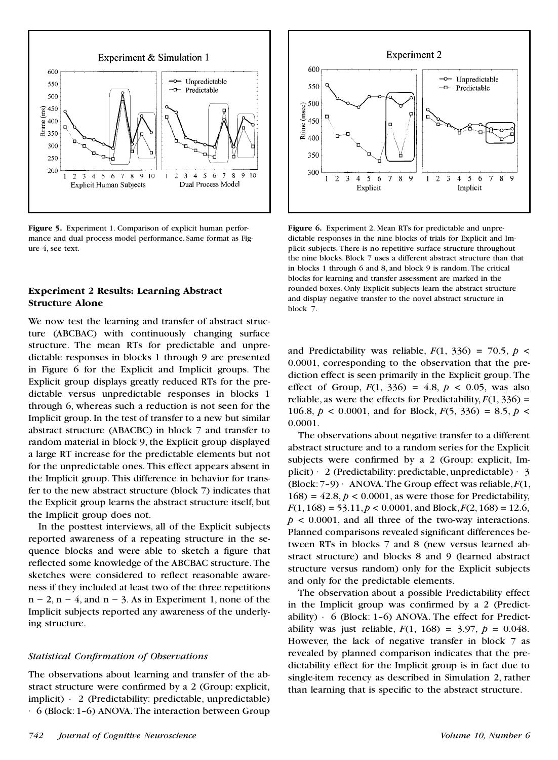Experiment & Simulation 1

600
550
500
450
400
350
300
250
200

Rtime (ms)

Unpredictable
Predictable

1 2 3 4 5 6 7 8 9 10
Explicit Human Subjects

1 2 3 4 5 6 7 8 9 10
Dual Process Model

**Figure 5.** Experiment 1. Comparison of explicit human performance and dual process model performance. Same format as Figure 4, see text.

Experiment 2

600
550
500
450
400
350
300

Rtime (msec)

Unpredictable
Predictable

1 2 3 4 5 6 7 8 9
Explicit

1 2 3 4 5 6 7 8 9
Implicit

**Figure 6.** Experiment 2. Mean RTs for predictable and unpredictable responses in the nine blocks of trials for Explicit and Implicit subjects. There is no repetitive surface structure throughout the nine blocks. Block 7 uses a different abstract structure than that in blocks 1 through 6 and 8, and block 9 is random. The critical blocks for learning and transfer assessment are marked in the rounded boxes. Only Explicit subjects learn the abstract structure and display negative transfer to the novel abstract structure in block 7.

### Experiment 2 Results: Learning Abstract Structure Alone

We now test the learning and transfer of abstract structure (ABCBAC) with continuously changing surface structure. The mean RTs for predictable and unpredictable responses in blocks 1 through 9 are presented in Figure 6 for the Explicit and Implicit groups. The Explicit group displays greatly reduced RTs for the predictable versus unpredictable responses in blocks 1 through 6, whereas such a reduction is not seen for the Implicit group. In the test of transfer to a new but similar abstract structure (ABACBC) in block 7 and transfer to random material in block 9, the Explicit group displayed a large RT increase for the predictable elements but not for the unpredictable ones. This effect appears absent in the Implicit group. This difference in behavior for transfer to the new abstract structure (block 7) indicates that the Explicit group learns the abstract structure itself, but the Implicit group does not.

In the posttest interviews, all of the Explicit subjects reported awareness of a repeating structure in the sequence blocks and were able to sketch a figure that reflected some knowledge of the ABCBAC structure. The sketches were considered to reflect reasonable awareness if they included at least two of the three repetitions $n - 2$, $n - 4$, and $n - 3$. As in Experiment 1, none of the Implicit subjects reported any awareness of the underlying structure.

#### *Statistical Confirmation of Observations*

The observations about learning and transfer of the abstract structure were confirmed by a 2 (Group: explicit, implicit) $\cdot$ 2 (Predictability: predictable, unpredictable) $\cdot$ 6 (Block: 1–6) ANOVA. The interaction between Group and Predictability was reliable, $F(1, 336) = 70.5$, $p < 0.0001$, corresponding to the observation that the prediction effect is seen primarily in the Explicit group. The effect of Group, $F(1, 336) = 4.8$, $p < 0.05$, was also reliable, as were the effects for Predictability, $F(1, 336) = 106.8$, $p < 0.0001$, and for Block, $F(5, 336) = 8.5$, $p < 0.0001$.

The observations about negative transfer to a different abstract structure and to a random series for the Explicit subjects were confirmed by a 2 (Group: explicit, Implicit) $\cdot$ 2 (Predictability: predictable, unpredictable) $\cdot$ 3 (Block: 7–9) $\cdot$ ANOVA. The Group effect was reliable, $F(1, 168) = 42.8$, $p < 0.0001$, as were those for Predictability, $F(1, 168) = 53.11$, $p < 0.0001$, and Block, $F(2, 168) = 12.6$, $p < 0.0001$, and all three of the two-way interactions. Planned comparisons revealed significant differences between RTs in blocks 7 and 8 (new versus learned abstract structure) and blocks 8 and 9 (learned abstract structure versus random) only for the Explicit subjects and only for the predictable elements.

The observation about a possible Predictability effect in the Implicit group was confirmed by a 2 (Predictability) $\cdot$ 6 (Block: 1–6) ANOVA. The effect for Predictability was just reliable, $F(1, 168) = 3.97$, $p = 0.048$. However, the lack of negative transfer in block 7 as revealed by planned comparison indicates that the predictability effect for the Implicit group is in fact due to single-item recency as described in Simulation 2, rather than learning that is specific to the abstract structure.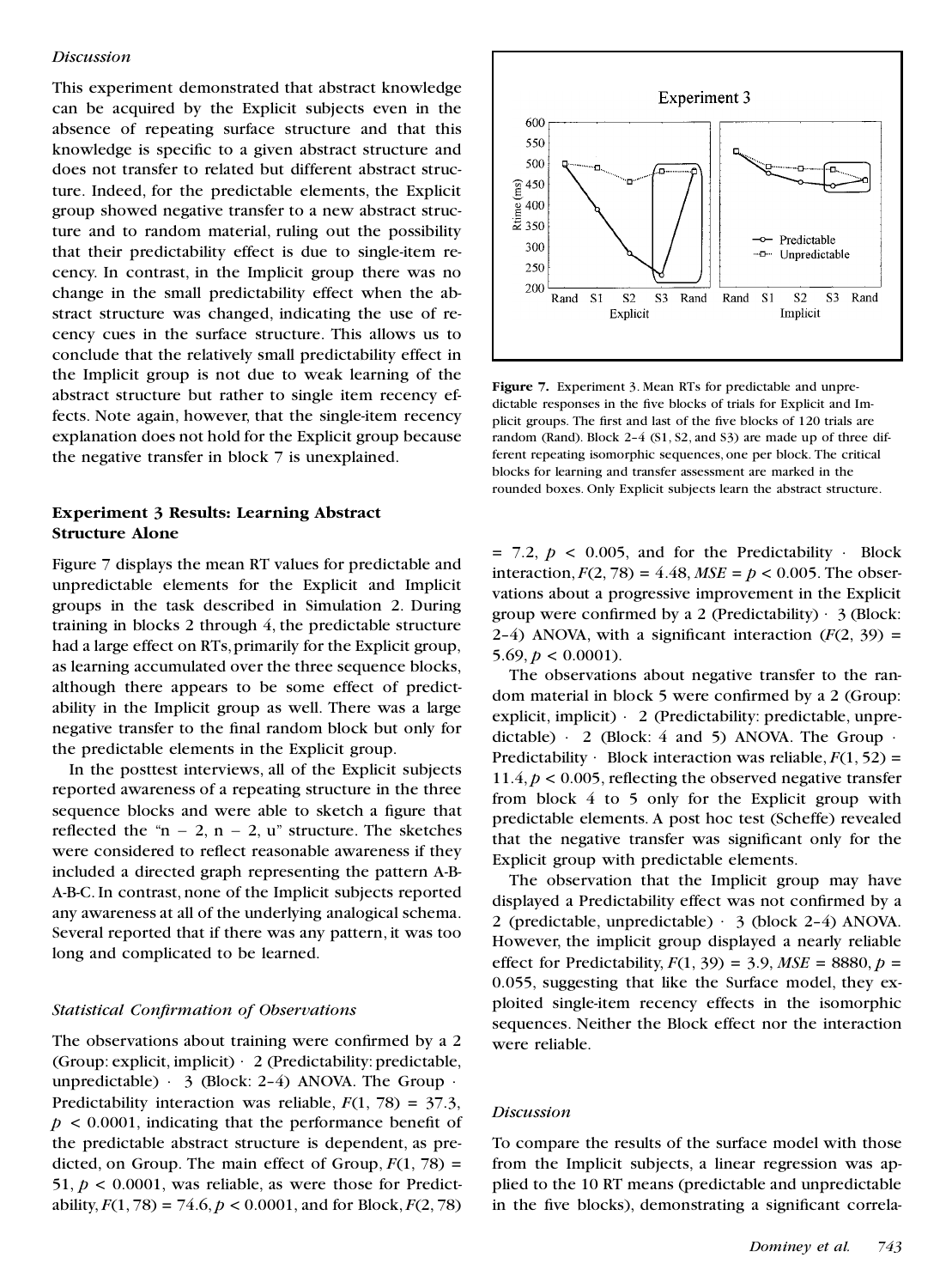*Discussion*

This experiment demonstrated that abstract knowledge can be acquired by the Explicit subjects even in the absence of repeating surface structure and that this knowledge is specific to a given abstract structure and does not transfer to related but different abstract structure. Indeed, for the predictable elements, the Explicit group showed negative transfer to a new abstract structure and to random material, ruling out the possibility that their predictability effect is due to single-item recency. In contrast, in the Implicit group there was no change in the small predictability effect when the abstract structure was changed, indicating the use of recency cues in the surface structure. This allows us to conclude that the relatively small predictability effect in the Implicit group is not due to weak learning of the abstract structure but rather to single item recency effects. Note again, however, that the single-item recency explanation does not hold for the Explicit group because the negative transfer in block 7 is unexplained.

### Experiment 3 Results: Learning Abstract Structure Alone

Figure 7 displays the mean RT values for predictable and unpredictable elements for the Explicit and Implicit groups in the task described in Simulation 2. During training in blocks 2 through 4, the predictable structure had a large effect on RTs, primarily for the Explicit group, as learning accumulated over the three sequence blocks, although there appears to be some effect of predictability in the Implicit group as well. There was a large negative transfer to the final random block but only for the predictable elements in the Explicit group.

In the posttest interviews, all of the Explicit subjects reported awareness of a repeating structure in the three sequence blocks and were able to sketch a figure that reflected the "n − 2, n − 2, u" structure. The sketches were considered to reflect reasonable awareness if they included a directed graph representing the pattern A-B-A-B-C. In contrast, none of the Implicit subjects reported any awareness at all of the underlying analogical schema. Several reported that if there was any pattern, it was too long and complicated to be learned.

*Statistical Confirmation of Observations*

The observations about training were confirmed by a 2 (Group: explicit, implicit) · 2 (Predictability: predictable, unpredictable) · 3 (Block: 2–4) ANOVA. The Group · Predictability interaction was reliable, $F(1, 78) = 37.3$, $p < 0.0001$, indicating that the performance benefit of the predictable abstract structure is dependent, as predicted, on Group. The main effect of Group, $F(1, 78) = 51$, $p < 0.0001$, was reliable, as were those for Predictability, $F(1, 78) = 74.6$, $p < 0.0001$, and for Block, $F(2, 78) = 7.2$, $p < 0.005$, and for the Predictability · Block interaction, $F(2, 78) = 4.48$, $MSE = p < 0.005$. The observations about a progressive improvement in the Explicit group were confirmed by a 2 (Predictability) · 3 (Block: 2–4) ANOVA, with a significant interaction ($F(2, 39) = 5.69$, $p < 0.0001$).

Experiment 3

600
550
500
450
400
350
300
250
200

Rtime (ms)

Rand S1 S2 S3 Rand
Explicit

Rand S1 S2 S3 Rand
Implicit

Predictable
Unpredictable

**Figure 7.** Experiment 3. Mean RTs for predictable and unpredictable responses in the five blocks of trials for Explicit and Implicit groups. The first and last of the five blocks of 120 trials are random (Rand). Block 2–4 (S1, S2, and S3) are made up of three different repeating isomorphic sequences, one per block. The critical blocks for learning and transfer assessment are marked in the rounded boxes. Only Explicit subjects learn the abstract structure.

The observations about negative transfer to the random material in block 5 were confirmed by a 2 (Group: explicit, implicit) · 2 (Predictability: predictable, unpredictable) · 2 (Block: 4 and 5) ANOVA. The Group · Predictability · Block interaction was reliable, $F(1, 52) = 11.4$, $p < 0.005$, reflecting the observed negative transfer from block 4 to 5 only for the Explicit group with predictable elements. A post hoc test (Scheffe) revealed that the negative transfer was significant only for the Explicit group with predictable elements.

The observation that the Implicit group may have displayed a Predictability effect was not confirmed by a 2 (predictable, unpredictable) · 3 (block 2–4) ANOVA. However, the implicit group displayed a nearly reliable effect for Predictability, $F(1, 39) = 3.9$, $MSE = 8880$, $p = 0.055$, suggesting that like the Surface model, they exploited single-item recency effects in the isomorphic sequences. Neither the Block effect nor the interaction were reliable.

*Discussion*

To compare the results of the surface model with those from the Implicit subjects, a linear regression was applied to the 10 RT means (predictable and unpredictable in the five blocks), demonstrating a significant correla-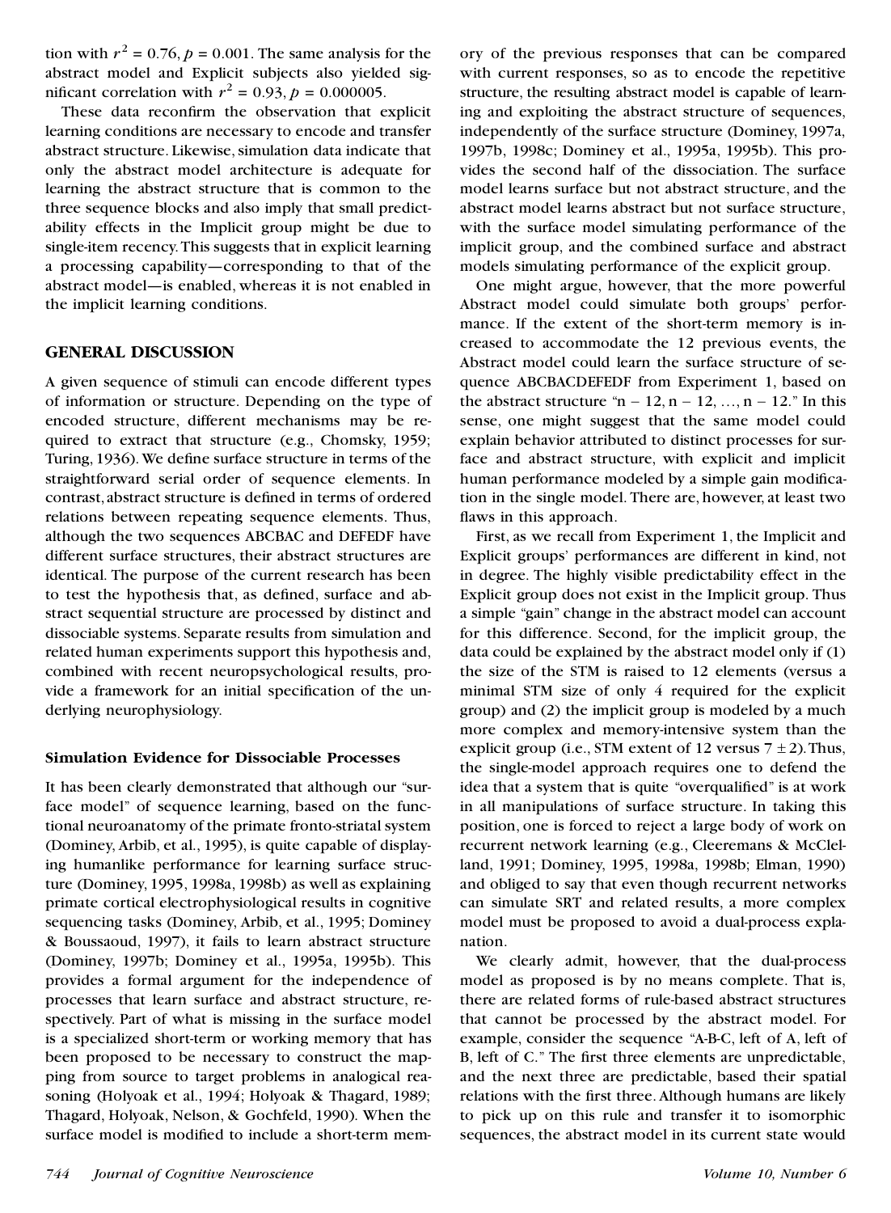tion with $r^2 = 0.76$, $p = 0.001$. The same analysis for the abstract model and Explicit subjects also yielded significant correlation with $r^2 = 0.93$, $p = 0.000005$.

These data reconfirm the observation that explicit learning conditions are necessary to encode and transfer abstract structure. Likewise, simulation data indicate that only the abstract model architecture is adequate for learning the abstract structure that is common to the three sequence blocks and also imply that small predictability effects in the Implicit group might be due to single-item recency. This suggests that in explicit learning a processing capability—corresponding to that of the abstract model—is enabled, whereas it is not enabled in the implicit learning conditions.

## GENERAL DISCUSSION

A given sequence of stimuli can encode different types of information or structure. Depending on the type of encoded structure, different mechanisms may be required to extract that structure (e.g., Chomsky, 1959; Turing, 1936). We define surface structure in terms of the straightforward serial order of sequence elements. In contrast, abstract structure is defined in terms of ordered relations between repeating sequence elements. Thus, although the two sequences ABCBAC and DEFEDF have different surface structures, their abstract structures are identical. The purpose of the current research has been to test the hypothesis that, as defined, surface and abstract sequential structure are processed by distinct and dissociable systems. Separate results from simulation and related human experiments support this hypothesis and, combined with recent neuropsychological results, provide a framework for an initial specification of the underlying neurophysiology.

### Simulation Evidence for Dissociable Processes

It has been clearly demonstrated that although our "surface model" of sequence learning, based on the functional neuroanatomy of the primate fronto-striatal system (Dominey, Arbib, et al., 1995), is quite capable of displaying humanlike performance for learning surface structure (Dominey, 1995, 1998a, 1998b) as well as explaining primate cortical electrophysiological results in cognitive sequencing tasks (Dominey, Arbib, et al., 1995; Dominey & Boussaoud, 1997), it fails to learn abstract structure (Dominey, 1997b; Dominey et al., 1995a, 1995b). This provides a formal argument for the independence of processes that learn surface and abstract structure, respectively. Part of what is missing in the surface model is a specialized short-term or working memory that has been proposed to be necessary to construct the mapping from source to target problems in analogical reasoning (Holyoak et al., 1994; Holyoak & Thagard, 1989; Thagard, Holyoak, Nelson, & Gochfeld, 1990). When the surface model is modified to include a short-term memory of the previous responses that can be compared with current responses, so as to encode the repetitive structure, the resulting abstract model is capable of learning and exploiting the abstract structure of sequences, independently of the surface structure (Dominey, 1997a, 1997b, 1998c; Dominey et al., 1995a, 1995b). This provides the second half of the dissociation. The surface model learns surface but not abstract structure, and the abstract model learns abstract but not surface structure, with the surface model simulating performance of the implicit group, and the combined surface and abstract models simulating performance of the explicit group.

One might argue, however, that the more powerful Abstract model could simulate both groups' performance. If the extent of the short-term memory is increased to accommodate the 12 previous events, the Abstract model could learn the surface structure of sequence ABCBACDEFEDF from Experiment 1, based on the abstract structure "n − 12, n − 12, …, n − 12." In this sense, one might suggest that the same model could explain behavior attributed to distinct processes for surface and abstract structure, with explicit and implicit human performance modeled by a simple gain modification in the single model. There are, however, at least two flaws in this approach.

First, as we recall from Experiment 1, the Implicit and Explicit groups' performances are different in kind, not in degree. The highly visible predictability effect in the Explicit group does not exist in the Implicit group. Thus a simple "gain" change in the abstract model can account for this difference. Second, for the implicit group, the data could be explained by the abstract model only if (1) the size of the STM is raised to 12 elements (versus a minimal STM size of only 4 required for the explicit group) and (2) the implicit group is modeled by a much more complex and memory-intensive system than the explicit group (i.e., STM extent of 12 versus $7 \pm 2$). Thus, the single-model approach requires one to defend the idea that a system that is quite "overqualified" is at work in all manipulations of surface structure. In taking this position, one is forced to reject a large body of work on recurrent network learning (e.g., Cleeremans & McClelland, 1991; Dominey, 1995, 1998a, 1998b; Elman, 1990) and obliged to say that even though recurrent networks can simulate SRT and related results, a more complex model must be proposed to avoid a dual-process explanation.

We clearly admit, however, that the dual-process model as proposed is by no means complete. That is, there are related forms of rule-based abstract structures that cannot be processed by the abstract model. For example, consider the sequence "A-B-C, left of A, left of B, left of C." The first three elements are unpredictable, and the next three are predictable, based their spatial relations with the first three. Although humans are likely to pick up on this rule and transfer it to isomorphic sequences, the abstract model in its current state would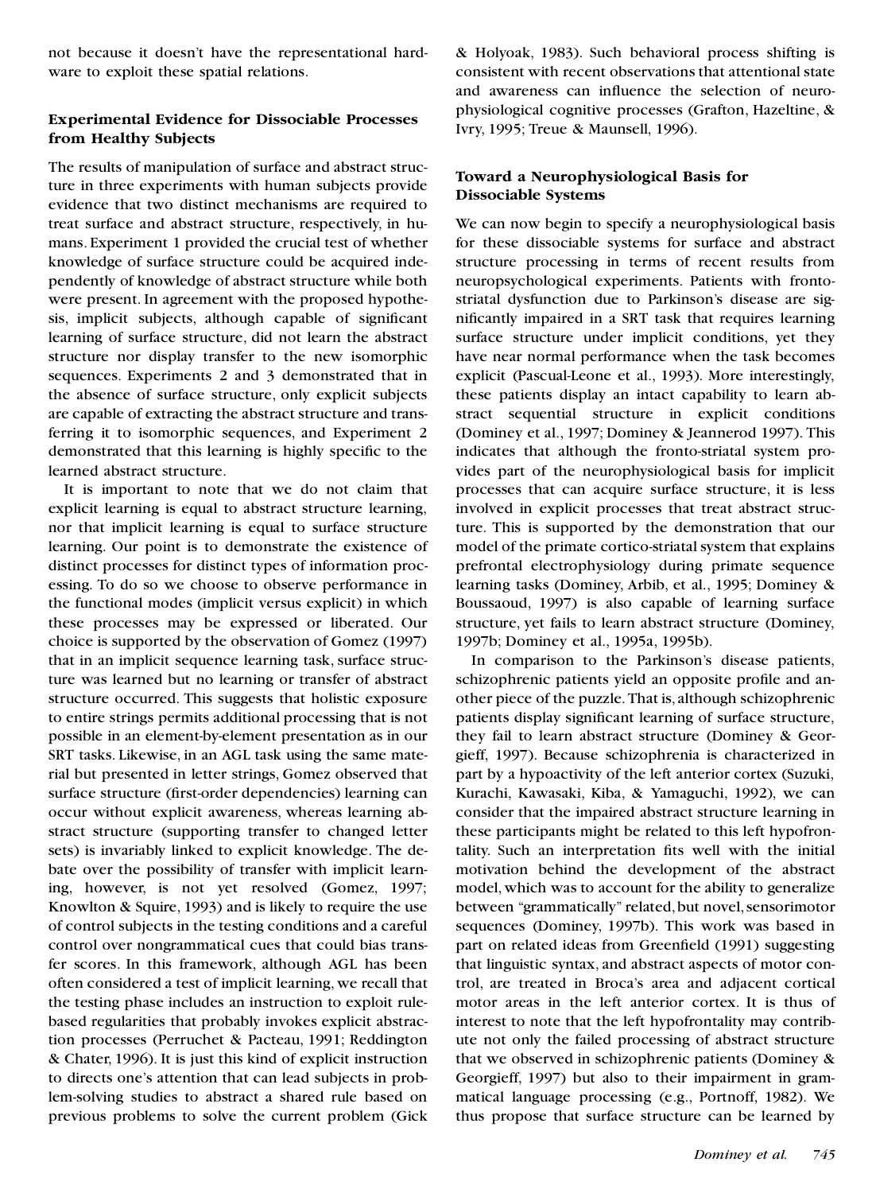not because it doesn't have the representational hardware to exploit these spatial relations.

### Experimental Evidence for Dissociable Processes from Healthy Subjects

The results of manipulation of surface and abstract structure in three experiments with human subjects provide evidence that two distinct mechanisms are required to treat surface and abstract structure, respectively, in humans. Experiment 1 provided the crucial test of whether knowledge of surface structure could be acquired independently of knowledge of abstract structure while both were present. In agreement with the proposed hypothesis, implicit subjects, although capable of significant learning of surface structure, did not learn the abstract structure nor display transfer to the new isomorphic sequences. Experiments 2 and 3 demonstrated that in the absence of surface structure, only explicit subjects are capable of extracting the abstract structure and transferring it to isomorphic sequences, and Experiment 2 demonstrated that this learning is highly specific to the learned abstract structure.

It is important to note that we do not claim that explicit learning is equal to abstract structure learning, nor that implicit learning is equal to surface structure learning. Our point is to demonstrate the existence of distinct processes for distinct types of information processing. To do so we choose to observe performance in the functional modes (implicit versus explicit) in which these processes may be expressed or liberated. Our choice is supported by the observation of Gomez (1997) that in an implicit sequence learning task, surface structure was learned but no learning or transfer of abstract structure occurred. This suggests that holistic exposure to entire strings permits additional processing that is not possible in an element-by-element presentation as in our SRT tasks. Likewise, in an AGL task using the same material but presented in letter strings, Gomez observed that surface structure (first-order dependencies) learning can occur without explicit awareness, whereas learning abstract structure (supporting transfer to changed letter sets) is invariably linked to explicit knowledge. The debate over the possibility of transfer with implicit learning, however, is not yet resolved (Gomez, 1997; Knowlton & Squire, 1993) and is likely to require the use of control subjects in the testing conditions and a careful control over nongrammatical cues that could bias transfer scores. In this framework, although AGL has been often considered a test of implicit learning, we recall that the testing phase includes an instruction to exploit rule-based regularities that probably invokes explicit abstraction processes (Perruchet & Pacteau, 1991; Reddington & Chater, 1996). It is just this kind of explicit instruction to directs one's attention that can lead subjects in problem-solving studies to abstract a shared rule based on previous problems to solve the current problem (Gick & Holyoak, 1983). Such behavioral process shifting is consistent with recent observations that attentional state and awareness can influence the selection of neurophysiological cognitive processes (Grafton, Hazeltine, & Ivry, 1995; Treue & Maunsell, 1996).

### Toward a Neurophysiological Basis for Dissociable Systems

We can now begin to specify a neurophysiological basis for these dissociable systems for surface and abstract structure processing in terms of recent results from neuropsychological experiments. Patients with fronto-striatal dysfunction due to Parkinson's disease are significantly impaired in a SRT task that requires learning surface structure under implicit conditions, yet they have near normal performance when the task becomes explicit (Pascual-Leone et al., 1993). More interestingly, these patients display an intact capability to learn abstract sequential structure in explicit conditions (Dominey et al., 1997; Dominey & Jeannerod 1997). This indicates that although the fronto-striatal system provides part of the neurophysiological basis for implicit processes that can acquire surface structure, it is less involved in explicit processes that treat abstract structure. This is supported by the demonstration that our model of the primate cortico-striatal system that explains prefrontal electrophysiology during primate sequence learning tasks (Dominey, Arbib, et al., 1995; Dominey & Boussaoud, 1997) is also capable of learning surface structure, yet fails to learn abstract structure (Dominey, 1997b; Dominey et al., 1995a, 1995b).

In comparison to the Parkinson's disease patients, schizophrenic patients yield an opposite profile and another piece of the puzzle. That is, although schizophrenic patients display significant learning of surface structure, they fail to learn abstract structure (Dominey & Georgieff, 1997). Because schizophrenia is characterized in part by a hypoactivity of the left anterior cortex (Suzuki, Kurachi, Kawasaki, Kiba, & Yamaguchi, 1992), we can consider that the impaired abstract structure learning in these participants might be related to this left hypofrontality. Such an interpretation fits well with the initial motivation behind the development of the abstract model, which was to account for the ability to generalize between "grammatically" related, but novel, sensorimotor sequences (Dominey, 1997b). This work was based in part on related ideas from Greenfield (1991) suggesting that linguistic syntax, and abstract aspects of motor control, are treated in Broca's area and adjacent cortical motor areas in the left anterior cortex. It is thus of interest to note that the left hypofrontality may contribute not only the failed processing of abstract structure that we observed in schizophrenic patients (Dominey & Georgieff, 1997) but also to their impairment in grammatical language processing (e.g., Portnoff, 1982). We thus propose that surface structure can be learned by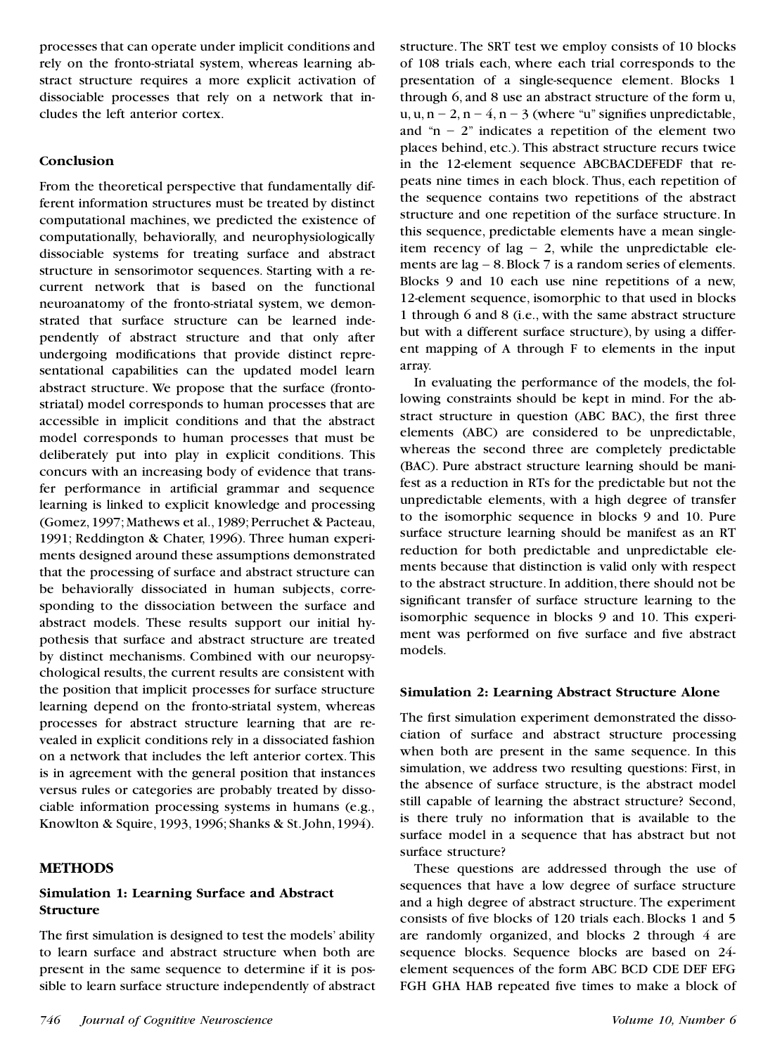processes that can operate under implicit conditions and rely on the fronto-striatal system, whereas learning abstract structure requires a more explicit activation of dissociable processes that rely on a network that includes the left anterior cortex.

### Conclusion

From the theoretical perspective that fundamentally different information structures must be treated by distinct computational machines, we predicted the existence of computationally, behaviorally, and neurophysiologically dissociable systems for treating surface and abstract structure in sensorimotor sequences. Starting with a recurrent network that is based on the functional neuroanatomy of the fronto-striatal system, we demonstrated that surface structure can be learned independently of abstract structure and that only after undergoing modifications that provide distinct representational capabilities can the updated model learn abstract structure. We propose that the surface (fronto-striatal) model corresponds to human processes that are accessible in implicit conditions and that the abstract model corresponds to human processes that must be deliberately put into play in explicit conditions. This concurs with an increasing body of evidence that transfer performance in artificial grammar and sequence learning is linked to explicit knowledge and processing (Gomez, 1997; Mathews et al., 1989; Perruchet & Pacteau, 1991; Reddington & Chater, 1996). Three human experiments designed around these assumptions demonstrated that the processing of surface and abstract structure can be behaviorally dissociated in human subjects, corresponding to the dissociation between the surface and abstract models. These results support our initial hypothesis that surface and abstract structure are treated by distinct mechanisms. Combined with our neuropsychological results, the current results are consistent with the position that implicit processes for surface structure learning depend on the fronto-striatal system, whereas processes for abstract structure learning that are revealed in explicit conditions rely in a dissociated fashion on a network that includes the left anterior cortex. This is in agreement with the general position that instances versus rules or categories are probably treated by dissociable information processing systems in humans (e.g., Knowlton & Squire, 1993, 1996; Shanks & St. John, 1994).

## METHODS

### Simulation 1: Learning Surface and Abstract Structure

The first simulation is designed to test the models' ability to learn surface and abstract structure when both are present in the same sequence to determine if it is possible to learn surface structure independently of abstract structure. The SRT test we employ consists of 10 blocks of 108 trials each, where each trial corresponds to the presentation of a single-sequence element. Blocks 1 through 6, and 8 use an abstract structure of the form u, u, u, $n - 2$, $n - 4$, $n - 3$ (where "u" signifies unpredictable, and "$n - 2$" indicates a repetition of the element two places behind, etc.). This abstract structure recurs twice in the 12-element sequence ABCBACDEFEDF that repeats nine times in each block. Thus, each repetition of the sequence contains two repetitions of the abstract structure and one repetition of the surface structure. In this sequence, predictable elements have a mean single-item recency of lag − 2, while the unpredictable elements are lag − 8. Block 7 is a random series of elements. Blocks 9 and 10 each use nine repetitions of a new, 12-element sequence, isomorphic to that used in blocks 1 through 6 and 8 (i.e., with the same abstract structure but with a different surface structure), by using a different mapping of A through F to elements in the input array.

In evaluating the performance of the models, the following constraints should be kept in mind. For the abstract structure in question (ABC BAC), the first three elements (ABC) are considered to be unpredictable, whereas the second three are completely predictable (BAC). Pure abstract structure learning should be manifest as a reduction in RTs for the predictable but not the unpredictable elements, with a high degree of transfer to the isomorphic sequence in blocks 9 and 10. Pure surface structure learning should be manifest as an RT reduction for both predictable and unpredictable elements because that distinction is valid only with respect to the abstract structure. In addition, there should not be significant transfer of surface structure learning to the isomorphic sequence in blocks 9 and 10. This experiment was performed on five surface and five abstract models.

### Simulation 2: Learning Abstract Structure Alone

The first simulation experiment demonstrated the dissociation of surface and abstract structure processing when both are present in the same sequence. In this simulation, we address two resulting questions: First, in the absence of surface structure, is the abstract model still capable of learning the abstract structure? Second, is there truly no information that is available to the surface model in a sequence that has abstract but not surface structure?

These questions are addressed through the use of sequences that have a low degree of surface structure and a high degree of abstract structure. The experiment consists of five blocks of 120 trials each. Blocks 1 and 5 are randomly organized, and blocks 2 through 4 are sequence blocks. Sequence blocks are based on 24-element sequences of the form ABC BCD CDE DEF EFG FGH GHA HAB repeated five times to make a block of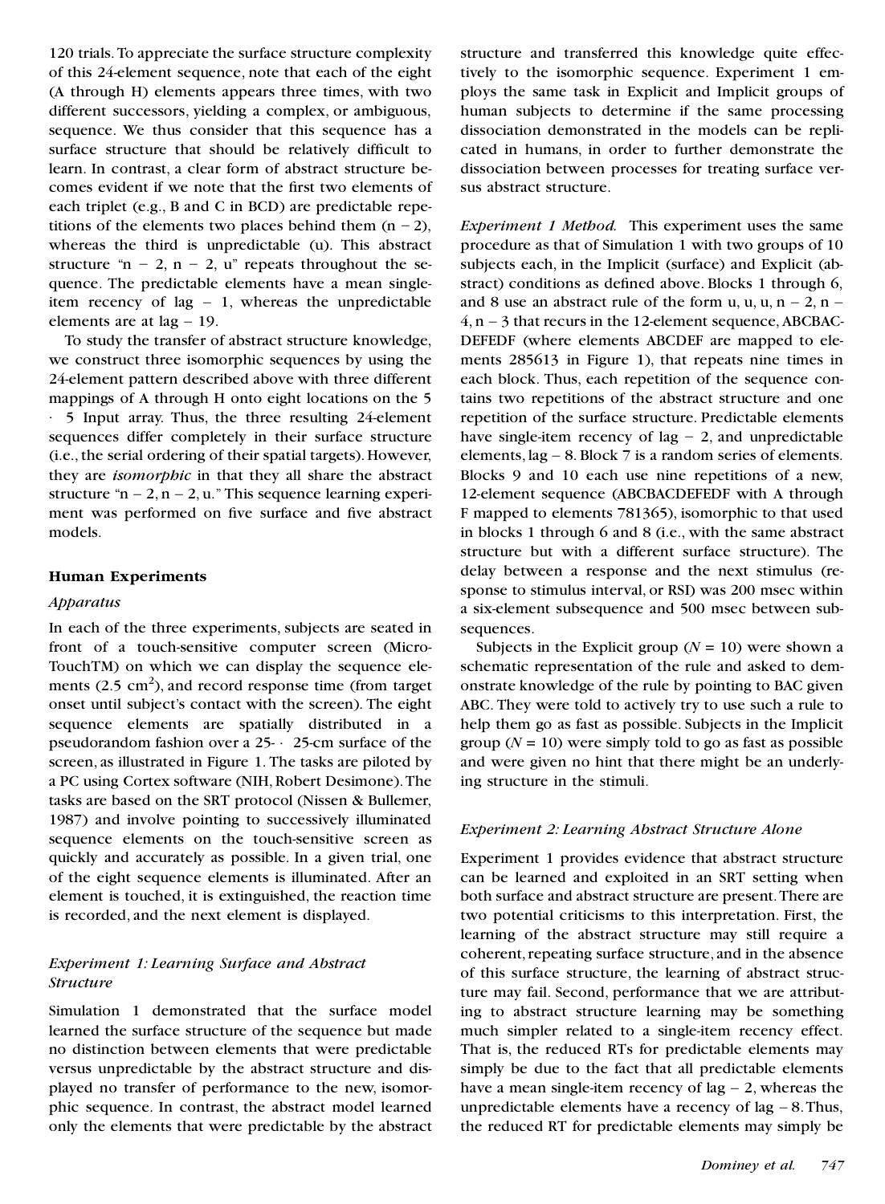120 trials. To appreciate the surface structure complexity of this 24-element sequence, note that each of the eight (A through H) elements appears three times, with two different successors, yielding a complex, or ambiguous, sequence. We thus consider that this sequence has a surface structure that should be relatively difficult to learn. In contrast, a clear form of abstract structure becomes evident if we note that the first two elements of each triplet (e.g., B and C in BCD) are predictable repetitions of the elements two places behind them ($n - 2$), whereas the third is unpredictable (u). This abstract structure "$n - 2$, $n - 2$, u" repeats throughout the sequence. The predictable elements have a mean single-item recency of lag − 1, whereas the unpredictable elements are at lag − 19.

To study the transfer of abstract structure knowledge, we construct three isomorphic sequences by using the 24-element pattern described above with three different mappings of A through H onto eight locations on the 5 · 5 Input array. Thus, the three resulting 24-element sequences differ completely in their surface structure (i.e., the serial ordering of their spatial targets). However, they are *isomorphic* in that they all share the abstract structure "$n - 2$, $n - 2$, u." This sequence learning experiment was performed on five surface and five abstract models.

## Human Experiments

### *Apparatus*

In each of the three experiments, subjects are seated in front of a touch-sensitive computer screen (MicroTouchTM) on which we can display the sequence elements (2.5 cm$^2$), and record response time (from target onset until subject's contact with the screen). The eight sequence elements are spatially distributed in a pseudorandom fashion over a 25- · 25-cm surface of the screen, as illustrated in Figure 1. The tasks are piloted by a PC using Cortex software (NIH, Robert Desimone). The tasks are based on the SRT protocol (Nissen & Bullemer, 1987) and involve pointing to successively illuminated sequence elements on the touch-sensitive screen as quickly and accurately as possible. In a given trial, one of the eight sequence elements is illuminated. After an element is touched, it is extinguished, the reaction time is recorded, and the next element is displayed.

### *Experiment 1: Learning Surface and Abstract Structure*

Simulation 1 demonstrated that the surface model learned the surface structure of the sequence but made no distinction between elements that were predictable versus unpredictable by the abstract structure and displayed no transfer of performance to the new, isomorphic sequence. In contrast, the abstract model learned only the elements that were predictable by the abstract structure and transferred this knowledge quite effectively to the isomorphic sequence. Experiment 1 employs the same task in Explicit and Implicit groups of human subjects to determine if the same processing dissociation demonstrated in the models can be replicated in humans, in order to further demonstrate the dissociation between processes for treating surface versus abstract structure.

*Experiment 1 Method.* This experiment uses the same procedure as that of Simulation 1 with two groups of 10 subjects each, in the Implicit (surface) and Explicit (abstract) conditions as defined above. Blocks 1 through 6, and 8 use an abstract rule of the form u, u, u, $n - 2$, $n - 4$, $n - 3$ that recurs in the 12-element sequence, ABCBACDEFEDF (where elements ABCDEF are mapped to elements 285613 in Figure 1), that repeats nine times in each block. Thus, each repetition of the sequence contains two repetitions of the abstract structure and one repetition of the surface structure. Predictable elements have single-item recency of lag − 2, and unpredictable elements, lag − 8. Block 7 is a random series of elements. Blocks 9 and 10 each use nine repetitions of a new, 12-element sequence (ABCBACDEFEDF with A through F mapped to elements 781365), isomorphic to that used in blocks 1 through 6 and 8 (i.e., with the same abstract structure but with a different surface structure). The delay between a response and the next stimulus (response to stimulus interval, or RSI) was 200 msec within a six-element subsequence and 500 msec between subsequences.

Subjects in the Explicit group ($N = 10$) were shown a schematic representation of the rule and asked to demonstrate knowledge of the rule by pointing to BAC given ABC. They were told to actively try to use such a rule to help them go as fast as possible. Subjects in the Implicit group ($N = 10$) were simply told to go as fast as possible and were given no hint that there might be an underlying structure in the stimuli.

### *Experiment 2: Learning Abstract Structure Alone*

Experiment 1 provides evidence that abstract structure can be learned and exploited in an SRT setting when both surface and abstract structure are present. There are two potential criticisms to this interpretation. First, the learning of the abstract structure may still require a coherent, repeating surface structure, and in the absence of this surface structure, the learning of abstract structure may fail. Second, performance that we are attributing to abstract structure learning may be something much simpler related to a single-item recency effect. That is, the reduced RTs for predictable elements may simply be due to the fact that all predictable elements have a mean single-item recency of lag − 2, whereas the unpredictable elements have a recency of lag − 8. Thus, the reduced RT for predictable elements may simply be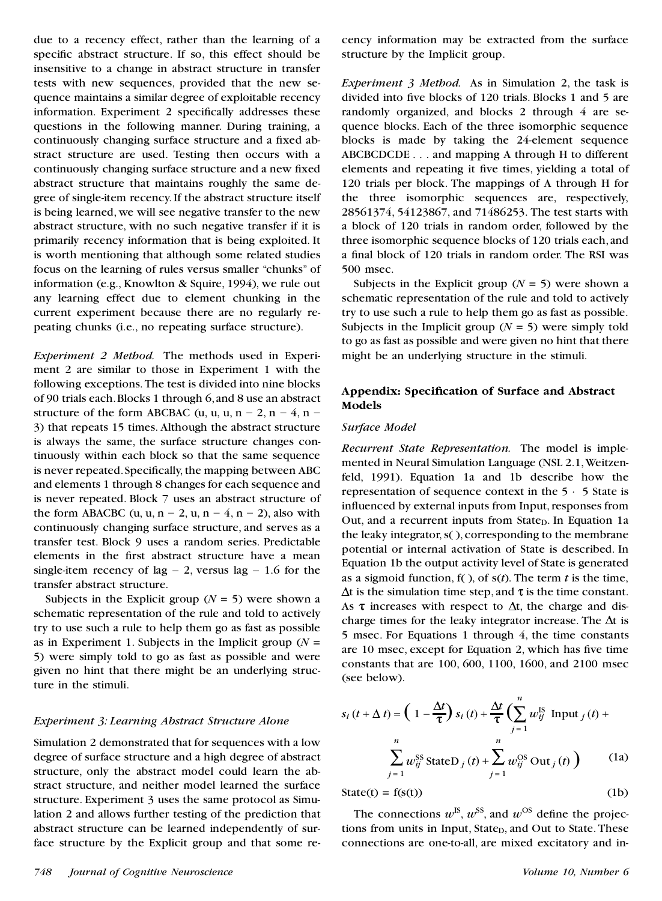due to a recency effect, rather than the learning of a specific abstract structure. If so, this effect should be insensitive to a change in abstract structure in transfer tests with new sequences, provided that the new sequence maintains a similar degree of exploitable recency information. Experiment 2 specifically addresses these questions in the following manner. During training, a continuously changing surface structure and a fixed abstract structure are used. Testing then occurs with a continuously changing surface structure and a new fixed abstract structure that maintains roughly the same degree of single-item recency. If the abstract structure itself is being learned, we will see negative transfer to the new abstract structure, with no such negative transfer if it is primarily recency information that is being exploited. It is worth mentioning that although some related studies focus on the learning of rules versus smaller "chunks" of information (e.g., Knowlton & Squire, 1994), we rule out any learning effect due to element chunking in the current experiment because there are no regularly repeating chunks (i.e., no repeating surface structure).

*Experiment 2 Method.* The methods used in Experiment 2 are similar to those in Experiment 1 with the following exceptions. The test is divided into nine blocks of 90 trials each. Blocks 1 through 6, and 8 use an abstract structure of the form ABCBAC (u, u, u, n − 2, n − 4, n − 3) that repeats 15 times. Although the abstract structure is always the same, the surface structure changes continuously within each block so that the same sequence is never repeated. Specifically, the mapping between ABC and elements 1 through 8 changes for each sequence and is never repeated. Block 7 uses an abstract structure of the form ABACBC (u, u, n − 2, u, n − 4, n − 2), also with continuously changing surface structure, and serves as a transfer test. Block 9 uses a random series. Predictable elements in the first abstract structure have a mean single-item recency of lag − 2, versus lag − 1.6 for the transfer abstract structure.

Subjects in the Explicit group ($N$ = 5) were shown a schematic representation of the rule and told to actively try to use such a rule to help them go as fast as possible as in Experiment 1. Subjects in the Implicit group ($N$ = 5) were simply told to go as fast as possible and were given no hint that there might be an underlying structure in the stimuli.

### *Experiment 3: Learning Abstract Structure Alone*

Simulation 2 demonstrated that for sequences with a low degree of surface structure and a high degree of abstract structure, only the abstract model could learn the abstract structure, and neither model learned the surface structure. Experiment 3 uses the same protocol as Simulation 2 and allows further testing of the prediction that abstract structure can be learned independently of surface structure by the Explicit group and that some recency information may be extracted from the surface structure by the Implicit group.

*Experiment 3 Method.* As in Simulation 2, the task is divided into five blocks of 120 trials. Blocks 1 and 5 are randomly organized, and blocks 2 through 4 are sequence blocks. Each of the three isomorphic sequence blocks is made by taking the 24-element sequence ABCBCDCDE . . . and mapping A through H to different elements and repeating it five times, yielding a total of 120 trials per block. The mappings of A through H for the three isomorphic sequences are, respectively, 28561374, 54123867, and 71486253. The test starts with a block of 120 trials in random order, followed by the three isomorphic sequence blocks of 120 trials each, and a final block of 120 trials in random order. The RSI was 500 msec.

Subjects in the Explicit group ($N$ = 5) were shown a schematic representation of the rule and told to actively try to use such a rule to help them go as fast as possible. Subjects in the Implicit group ($N$ = 5) were simply told to go as fast as possible and were given no hint that there might be an underlying structure in the stimuli.

## Appendix: Specification of Surface and Abstract Models

### *Surface Model*

*Recurrent State Representation.* The model is implemented in Neural Simulation Language (NSL 2.1, Weitzenfeld, 1991). Equation 1a and 1b describe how the representation of sequence context in the 5 · 5 State is influenced by external inputs from Input, responses from Out, and a recurrent inputs from State$_D$. In Equation 1a the leaky integrator, s( ), corresponding to the membrane potential or internal activation of State is described. In Equation 1b the output activity level of State is generated as a sigmoid function, f( ), of s($t$). The term $t$ is the time, $\Delta t$ is the simulation time step, and $\tau$ is the time constant. As $\tau$ increases with respect to $\Delta t$, the charge and discharge times for the leaky integrator increase. The $\Delta t$ is 5 msec. For Equations 1 through 4, the time constants are 10 msec, except for Equation 2, which has five time constants that are 100, 600, 1100, 1600, and 2100 msec (see below).

$$s_i(t + \Delta t) = \left(1 - \frac{\Delta t}{\tau}\right) s_i(t) + \frac{\Delta t}{\tau}\left(\sum_{j=1}^{n} w_{ij}^{\mathrm{IS}} \ \mathrm{Input}_j(t) + \sum_{j=1}^{n} w_{ij}^{\mathrm{SS}} \ \mathrm{StateD}_j(t) + \sum_{j=1}^{n} w_{ij}^{\mathrm{OS}} \ \mathrm{Out}_j(t)\right) \quad (1a)$$

$$\mathrm{State}(t) = f(s(t)) \quad (1b)$$

The connections $w^{\mathrm{IS}}$, $w^{\mathrm{SS}}$, and $w^{\mathrm{OS}}$ define the projections from units in Input, State$_D$, and Out to State. These connections are one-to-all, are mixed excitatory and in-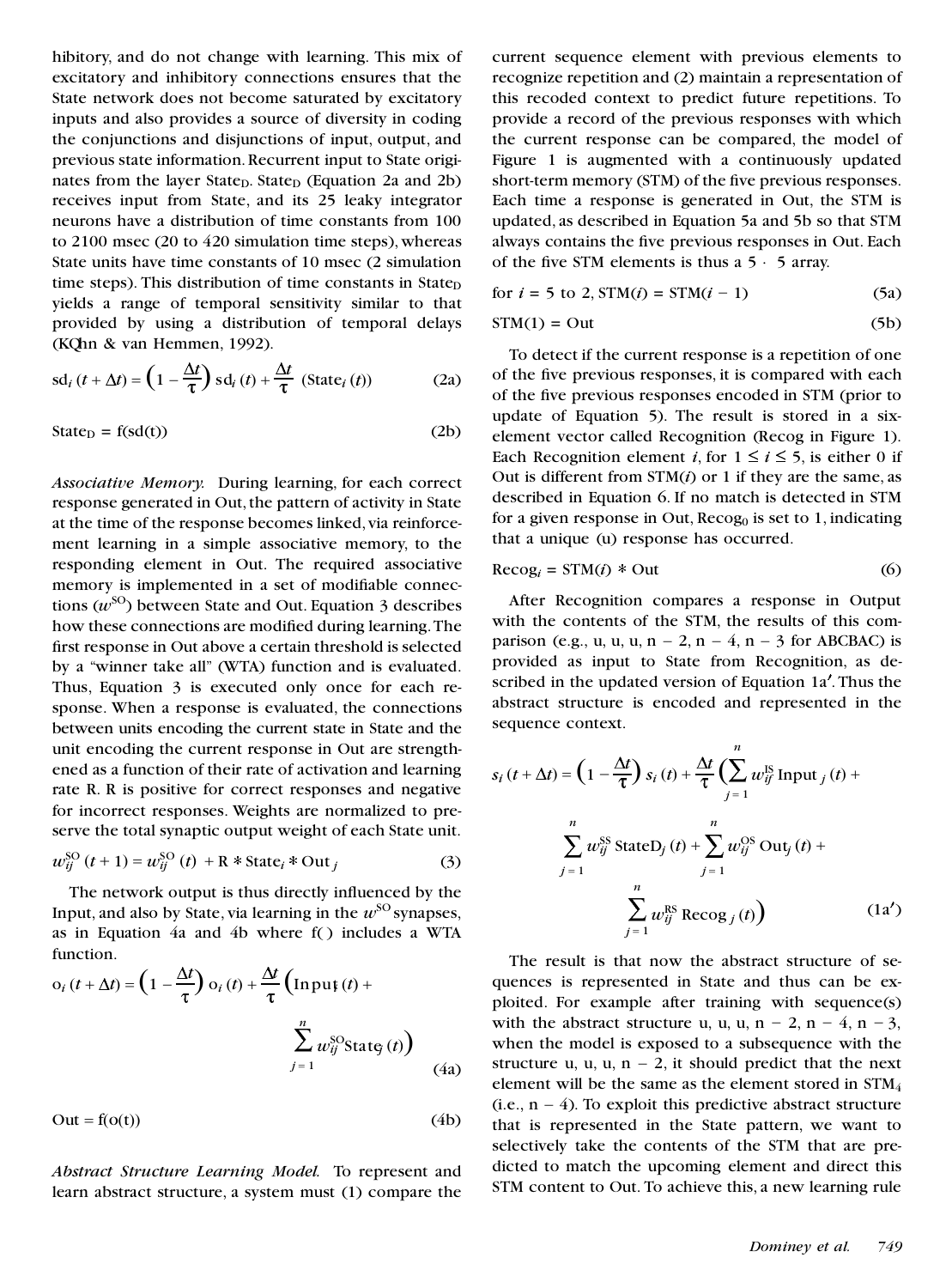hibitory, and do not change with learning. This mix of excitatory and inhibitory connections ensures that the State network does not become saturated by excitatory inputs and also provides a source of diversity in coding the conjunctions and disjunctions of input, output, and previous state information. Recurrent input to State originates from the layer $\text{State}_D$. $\text{State}_D$ (Equation 2a and 2b) receives input from State, and its 25 leaky integrator neurons have a distribution of time constants from 100 to 2100 msec (20 to 420 simulation time steps), whereas State units have time constants of 10 msec (2 simulation time steps). This distribution of time constants in $\text{State}_D$ yields a range of temporal sensitivity similar to that provided by using a distribution of temporal delays (KQhn & van Hemmen, 1992).

$$\text{sd}_i\,(t + \Delta t) = \left(1 - \frac{\Delta t}{\tau}\right) \text{sd}_i\,(t) + \frac{\Delta t}{\tau}\,(\text{State}_i\,(t)) \tag{2a}$$

$$\text{State}_D = \text{f}(\text{sd}(t)) \tag{2b}$$

*Associative Memory.* During learning, for each correct response generated in Out, the pattern of activity in State at the time of the response becomes linked, via reinforcement learning in a simple associative memory, to the responding element in Out. The required associative memory is implemented in a set of modifiable connections ($w^{\text{SO}}$) between State and Out. Equation 3 describes how these connections are modified during learning. The first response in Out above a certain threshold is selected by a "winner take all" (WTA) function and is evaluated. Thus, Equation 3 is executed only once for each response. When a response is evaluated, the connections between units encoding the current state in State and the unit encoding the current response in Out are strengthened as a function of their rate of activation and learning rate R. R is positive for correct responses and negative for incorrect responses. Weights are normalized to preserve the total synaptic output weight of each State unit.

$$w_{ij}^{\text{SO}}\,(t + 1) = w_{ij}^{\text{SO}}\,(t) + \text{R} * \text{State}_i * \text{Out}_j \tag{3}$$

The network output is thus directly influenced by the Input, and also by State, via learning in the $w^{\text{SO}}$ synapses, as in Equation 4a and 4b where f( ) includes a WTA function.

$$\text{o}_i\,(t + \Delta t) = \left(1 - \frac{\Delta t}{\tau}\right) \text{o}_i\,(t) + \frac{\Delta t}{\tau}\left(\text{Input}_i\,(t) + \sum_{j=1}^{n} w_{ij}^{\text{SO}} \text{State}_j\,(t)\right) \tag{4a}$$

$$\text{Out} = \text{f}(\text{o}(t)) \tag{4b}$$

*Abstract Structure Learning Model.* To represent and learn abstract structure, a system must (1) compare the current sequence element with previous elements to recognize repetition and (2) maintain a representation of this recoded context to predict future repetitions. To provide a record of the previous responses with which the current response can be compared, the model of Figure 1 is augmented with a continuously updated short-term memory (STM) of the five previous responses. Each time a response is generated in Out, the STM is updated, as described in Equation 5a and 5b so that STM always contains the five previous responses in Out. Each of the five STM elements is thus a 5 · 5 array.

$$\text{for } i = 5 \text{ to } 2,\ \text{STM}(i) = \text{STM}(i - 1) \tag{5a}$$

$$\text{STM}(1) = \text{Out} \tag{5b}$$

To detect if the current response is a repetition of one of the five previous responses, it is compared with each of the five previous responses encoded in STM (prior to update of Equation 5). The result is stored in a six-element vector called Recognition (Recog in Figure 1). Each Recognition element $i$, for $1 \leq i \leq 5$, is either 0 if Out is different from STM($i$) or 1 if they are the same, as described in Equation 6. If no match is detected in STM for a given response in Out, $\text{Recog}_0$ is set to 1, indicating that a unique (u) response has occurred.

$$\text{Recog}_i = \text{STM}(i) * \text{Out} \tag{6}$$

After Recognition compares a response in Output with the contents of the STM, the results of this comparison (e.g., u, u, u, n − 2, n − 4, n − 3 for ABCBAC) is provided as input to State from Recognition, as described in the updated version of Equation 1a′. Thus the abstract structure is encoded and represented in the sequence context.

$$s_i\,(t + \Delta t) = \left(1 - \frac{\Delta t}{\tau}\right) s_i\,(t) + \frac{\Delta t}{\tau}\left(\sum_{j=1}^{n} w_{ij}^{\text{IS}} \text{Input}_j\,(t) + \sum_{j=1}^{n} w_{ij}^{\text{SS}} \text{StateD}_j\,(t) + \sum_{j=1}^{n} w_{ij}^{\text{OS}} \text{Out}_j\,(t) + \sum_{j=1}^{n} w_{ij}^{\text{RS}} \text{Recog}_j\,(t)\right) \tag{1a′}$$

The result is that now the abstract structure of sequences is represented in State and thus can be exploited. For example after training with sequence(s) with the abstract structure u, u, u, n − 2, n − 4, n − 3, when the model is exposed to a subsequence with the structure u, u, u, n − 2, it should predict that the next element will be the same as the element stored in $\text{STM}_4$ (i.e., n − 4). To exploit this predictive abstract structure that is represented in the State pattern, we want to selectively take the contents of the STM that are predicted to match the upcoming element and direct this STM content to Out. To achieve this, a new learning rule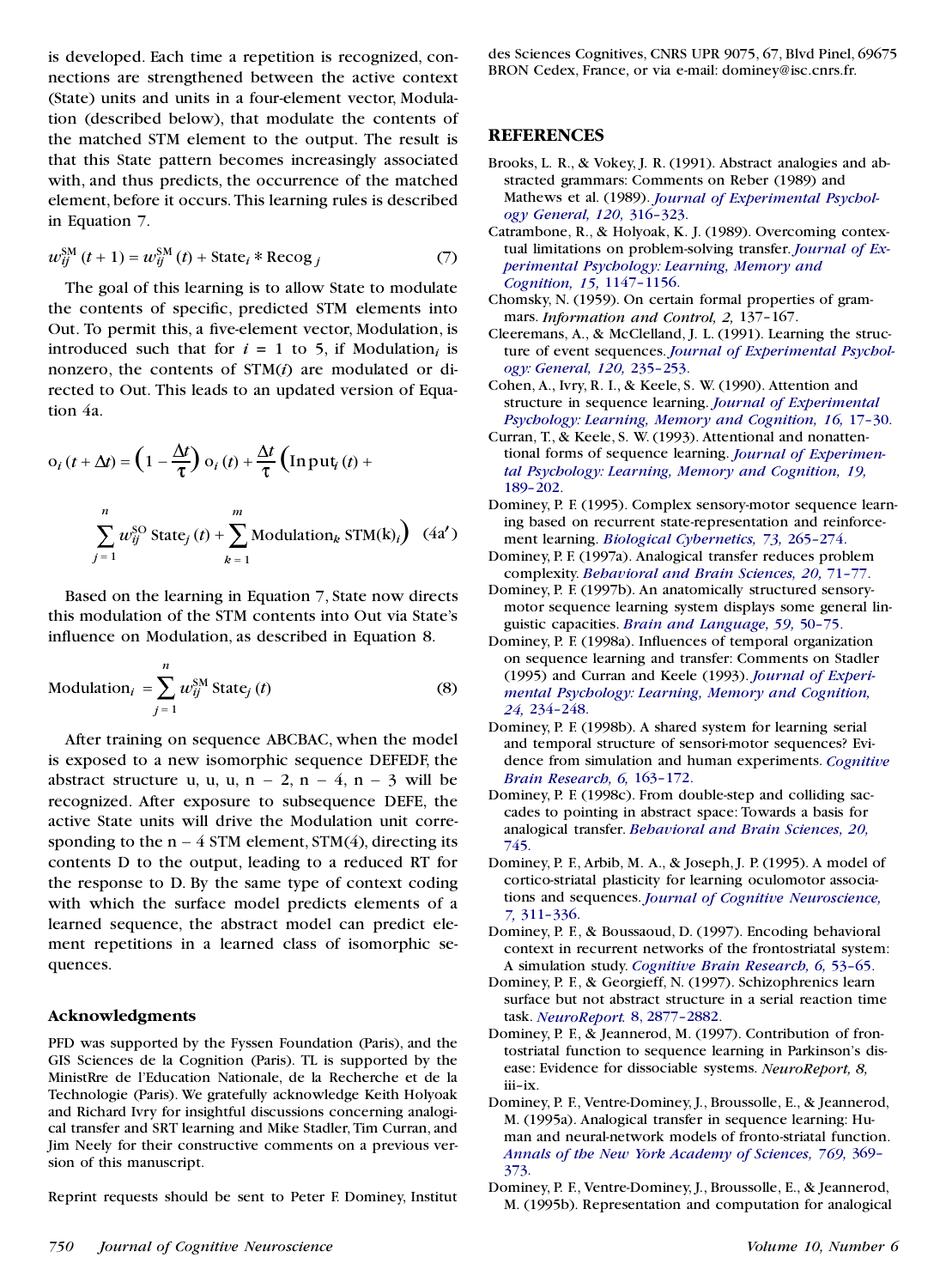is developed. Each time a repetition is recognized, connections are strengthened between the active context (State) units and units in a four-element vector, Modulation (described below), that modulate the contents of the matched STM element to the output. The result is that this State pattern becomes increasingly associated with, and thus predicts, the occurrence of the matched element, before it occurs. This learning rules is described in Equation 7.

$$w_{ij}^{SM}(t+1) = w_{ij}^{SM}(t) + \text{State}_i * \text{Recog}_j \tag{7}$$

The goal of this learning is to allow State to modulate the contents of specific, predicted STM elements into Out. To permit this, a five-element vector, Modulation, is introduced such that for $i = 1$ to 5, if $\text{Modulation}_i$ is nonzero, the contents of STM($i$) are modulated or directed to Out. This leads to an updated version of Equation 4a.

$$o_i(t+\Delta t) = \left(1 - \frac{\Delta t}{\tau}\right) o_i(t) + \frac{\Delta t}{\tau}\left(\text{Input}_i(t) + \sum_{j=1}^{n} w_{ij}^{SO}\,\text{State}_j(t) + \sum_{k=1}^{m} \text{Modulation}_k\,\text{STM(k)}_i\right) \tag{4a'}$$

Based on the learning in Equation 7, State now directs this modulation of the STM contents into Out via State's influence on Modulation, as described in Equation 8.

$$\text{Modulation}_i = \sum_{j=1}^{n} w_{ij}^{SM}\,\text{State}_j(t) \tag{8}$$

After training on sequence ABCBAC, when the model is exposed to a new isomorphic sequence DEFEDF, the abstract structure u, u, u, n − 2, n − 4, n − 3 will be recognized. After exposure to subsequence DEFE, the active State units will drive the Modulation unit corresponding to the n − 4 STM element, STM(4), directing its contents D to the output, leading to a reduced RT for the response to D. By the same type of context coding with which the surface model predicts elements of a learned sequence, the abstract model can predict element repetitions in a learned class of isomorphic sequences.

### Acknowledgments

PFD was supported by the Fyssen Foundation (Paris), and the GIS Sciences de la Cognition (Paris). TL is supported by the MinistRre de l'Education Nationale, de la Recherche et de la Technologie (Paris). We gratefully acknowledge Keith Holyoak and Richard Ivry for insightful discussions concerning analogical transfer and SRT learning and Mike Stadler, Tim Curran, and Jim Neely for their constructive comments on a previous version of this manuscript.

Reprint requests should be sent to Peter F. Dominey, Institut des Sciences Cognitives, CNRS UPR 9075, 67, Blvd Pinel, 69675 BRON Cedex, France, or via e-mail: dominey@isc.cnrs.fr.

## REFERENCES

Brooks, L. R., & Vokey, J. R. (1991). Abstract analogies and abstracted grammars: Comments on Reber (1989) and Mathews et al. (1989). *Journal of Experimental Psychology General, 120,* 316–323.

Catrambone, R., & Holyoak, K. J. (1989). Overcoming contextual limitations on problem-solving transfer. *Journal of Experimental Psychology: Learning, Memory and Cognition, 15,* 1147–1156.

Chomsky, N. (1959). On certain formal properties of grammars. *Information and Control, 2,* 137–167.

Cleeremans, A., & McClelland, J. L. (1991). Learning the structure of event sequences. *Journal of Experimental Psychology: General, 120,* 235–253.

Cohen, A., Ivry, R. I., & Keele, S. W. (1990). Attention and structure in sequence learning. *Journal of Experimental Psychology: Learning, Memory and Cognition, 16,* 17–30.

Curran, T., & Keele, S. W. (1993). Attentional and nonattentional forms of sequence learning. *Journal of Experimental Psychology: Learning, Memory and Cognition, 19,* 189–202.

Dominey, P. F. (1995). Complex sensory-motor sequence learning based on recurrent state-representation and reinforcement learning. *Biological Cybernetics, 73,* 265–274.

Dominey, P. F. (1997a). Analogical transfer reduces problem complexity. *Behavioral and Brain Sciences, 20,* 71–77.

Dominey, P. F. (1997b). An anatomically structured sensory-motor sequence learning system displays some general linguistic capacities. *Brain and Language, 59,* 50–75.

Dominey, P. F. (1998a). Influences of temporal organization on sequence learning and transfer: Comments on Stadler (1995) and Curran and Keele (1993). *Journal of Experimental Psychology: Learning, Memory and Cognition, 24,* 234–248.

Dominey, P. F. (1998b). A shared system for learning serial and temporal structure of sensori-motor sequences? Evidence from simulation and human experiments. *Cognitive Brain Research, 6,* 163–172.

Dominey, P. F. (1998c). From double-step and colliding saccades to pointing in abstract space: Towards a basis for analogical transfer. *Behavioral and Brain Sciences, 20,* 745.

Dominey, P. F., Arbib, M. A., & Joseph, J. P. (1995). A model of cortico-striatal plasticity for learning oculomotor associations and sequences. *Journal of Cognitive Neuroscience, 7,* 311–336.

Dominey, P. F., & Boussaoud, D. (1997). Encoding behavioral context in recurrent networks of the frontostriatal system: A simulation study. *Cognitive Brain Research, 6,* 53–65.

Dominey, P. F., & Georgieff, N. (1997). Schizophrenics learn surface but not abstract structure in a serial reaction time task. *NeuroReport. 8,* 2877–2882.

Dominey, P. F., & Jeannerod, M. (1997). Contribution of frontostriatal function to sequence learning in Parkinson's disease: Evidence for dissociable systems. *NeuroReport, 8,* iii–ix.

Dominey, P. F., Ventre-Dominey, J., Broussolle, E., & Jeannerod, M. (1995a). Analogical transfer in sequence learning: Human and neural-network models of fronto-striatal function. *Annals of the New York Academy of Sciences, 769,* 369–373.

Dominey, P. F., Ventre-Dominey, J., Broussolle, E., & Jeannerod, M. (1995b). Representation and computation for analogical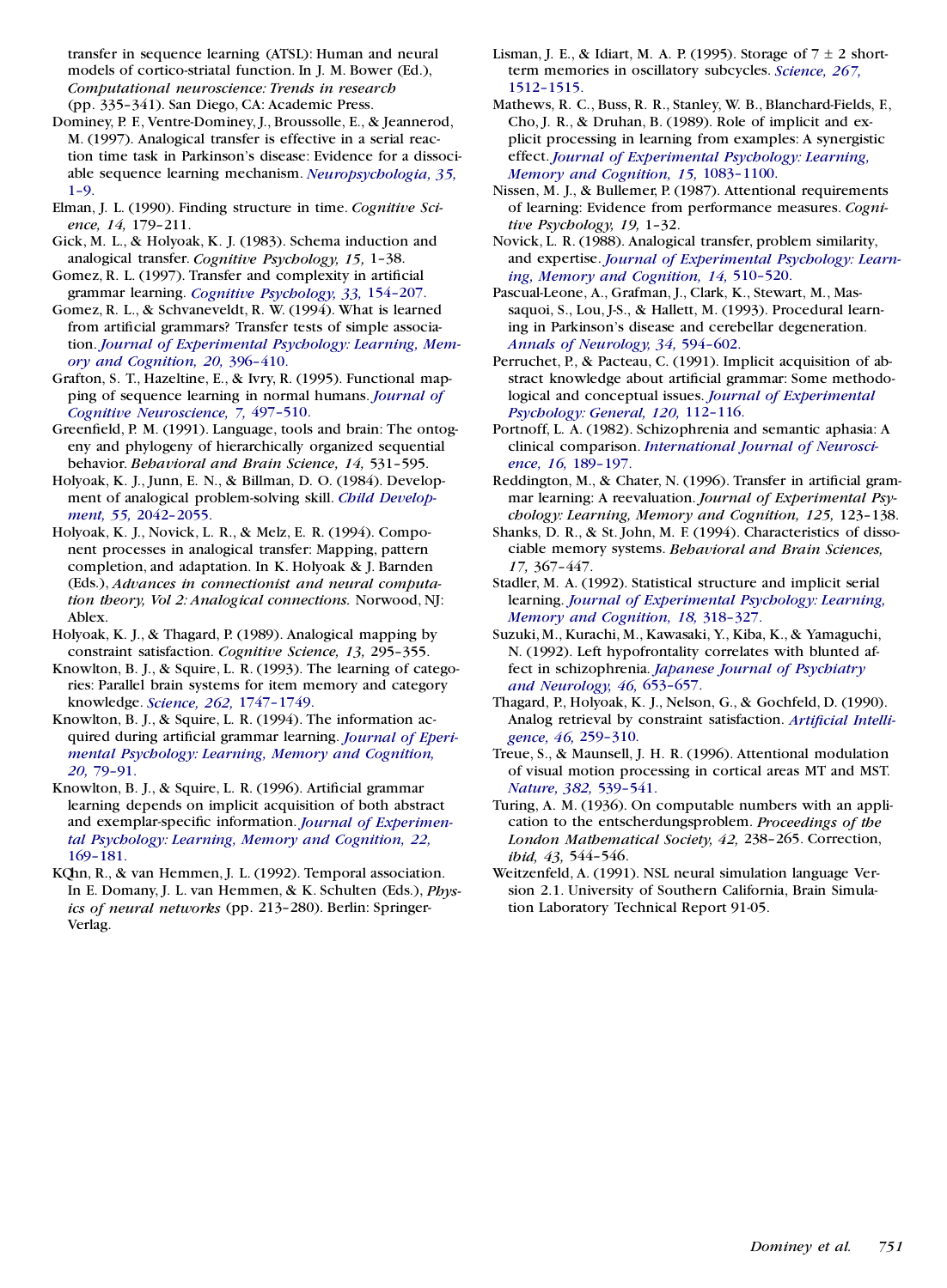transfer in sequence learning (ATSL): Human and neural models of cortico-striatal function. In J. M. Bower (Ed.), *Computational neuroscience: Trends in research* (pp. 335–341). San Diego, CA: Academic Press.

Dominey, P. F., Ventre-Dominey, J., Broussolle, E., & Jeannerod, M. (1997). Analogical transfer is effective in a serial reaction time task in Parkinson's disease: Evidence for a dissociable sequence learning mechanism. *Neuropsychologia, 35,* 1–9.

Elman, J. L. (1990). Finding structure in time. *Cognitive Science, 14,* 179–211.

Gick, M. L., & Holyoak, K. J. (1983). Schema induction and analogical transfer. *Cognitive Psychology, 15,* 1–38.

Gomez, R. L. (1997). Transfer and complexity in artificial grammar learning. *Cognitive Psychology, 33,* 154–207.

Gomez, R. L., & Schvaneveldt, R. W. (1994). What is learned from artificial grammars? Transfer tests of simple association. *Journal of Experimental Psychology: Learning, Memory and Cognition, 20,* 396–410.

Grafton, S. T., Hazeltine, E., & Ivry, R. (1995). Functional mapping of sequence learning in normal humans. *Journal of Cognitive Neuroscience, 7,* 497–510.

Greenfield, P. M. (1991). Language, tools and brain: The ontogeny and phylogeny of hierarchically organized sequential behavior. *Behavioral and Brain Science, 14,* 531–595.

Holyoak, K. J., Junn, E. N., & Billman, D. O. (1984). Development of analogical problem-solving skill. *Child Development, 55,* 2042–2055.

Holyoak, K. J., Novick, L. R., & Melz, E. R. (1994). Component processes in analogical transfer: Mapping, pattern completion, and adaptation. In K. Holyoak & J. Barnden (Eds.), *Advances in connectionist and neural computation theory, Vol 2: Analogical connections.* Norwood, NJ: Ablex.

Holyoak, K. J., & Thagard, P. (1989). Analogical mapping by constraint satisfaction. *Cognitive Science, 13,* 295–355.

Knowlton, B. J., & Squire, L. R. (1993). The learning of categories: Parallel brain systems for item memory and category knowledge. *Science, 262,* 1747–1749.

Knowlton, B. J., & Squire, L. R. (1994). The information acquired during artificial grammar learning. *Journal of Eperimental Psychology: Learning, Memory and Cognition, 20,* 79–91.

Knowlton, B. J., & Squire, L. R. (1996). Artificial grammar learning depends on implicit acquisition of both abstract and exemplar-specific information. *Journal of Experimental Psychology: Learning, Memory and Cognition, 22,* 169–181.

KQhn, R., & van Hemmen, J. L. (1992). Temporal association. In E. Domany, J. L. van Hemmen, & K. Schulten (Eds.), *Physics of neural networks* (pp. 213–280). Berlin: Springer-Verlag.

Lisman, J. E., & Idiart, M. A. P. (1995). Storage of 7 ± 2 short-term memories in oscillatory subcycles. *Science, 267,* 1512–1515.

Mathews, R. C., Buss, R. R., Stanley, W. B., Blanchard-Fields, F., Cho, J. R., & Druhan, B. (1989). Role of implicit and explicit processing in learning from examples: A synergistic effect. *Journal of Experimental Psychology: Learning, Memory and Cognition, 15,* 1083–1100.

Nissen, M. J., & Bullemer, P. (1987). Attentional requirements of learning: Evidence from performance measures. *Cognitive Psychology, 19,* 1–32.

Novick, L. R. (1988). Analogical transfer, problem similarity, and expertise. *Journal of Experimental Psychology: Learning, Memory and Cognition, 14,* 510–520.

Pascual-Leone, A., Grafman, J., Clark, K., Stewart, M., Massaquoi, S., Lou, J-S., & Hallett, M. (1993). Procedural learning in Parkinson's disease and cerebellar degeneration. *Annals of Neurology, 34,* 594–602.

Perruchet, P., & Pacteau, C. (1991). Implicit acquisition of abstract knowledge about artificial grammar: Some methodological and conceptual issues. *Journal of Experimental Psychology: General, 120,* 112–116.

Portnoff, L. A. (1982). Schizophrenia and semantic aphasia: A clinical comparison. *International Journal of Neuroscience, 16,* 189–197.

Reddington, M., & Chater, N. (1996). Transfer in artificial grammar learning: A reevaluation. *Journal of Experimental Psychology: Learning, Memory and Cognition, 125,* 123–138.

Shanks, D. R., & St. John, M. F. (1994). Characteristics of dissociable memory systems. *Behavioral and Brain Sciences, 17,* 367–447.

Stadler, M. A. (1992). Statistical structure and implicit serial learning. *Journal of Experimental Psychology: Learning, Memory and Cognition, 18,* 318–327.

Suzuki, M., Kurachi, M., Kawasaki, Y., Kiba, K., & Yamaguchi, N. (1992). Left hypofrontality correlates with blunted affect in schizophrenia. *Japanese Journal of Psychiatry and Neurology, 46,* 653–657.

Thagard, P., Holyoak, K. J., Nelson, G., & Gochfeld, D. (1990). Analog retrieval by constraint satisfaction. *Artificial Intelligence, 46,* 259–310.

Treue, S., & Maunsell, J. H. R. (1996). Attentional modulation of visual motion processing in cortical areas MT and MST. *Nature, 382,* 539–541.

Turing, A. M. (1936). On computable numbers with an application to the entscherdungsproblem. *Proceedings of the London Mathematical Society, 42,* 238–265. Correction, *ibid, 43,* 544–546.

Weitzenfeld, A. (1991). NSL neural simulation language Version 2.1. University of Southern California, Brain Simulation Laboratory Technical Report 91-05.